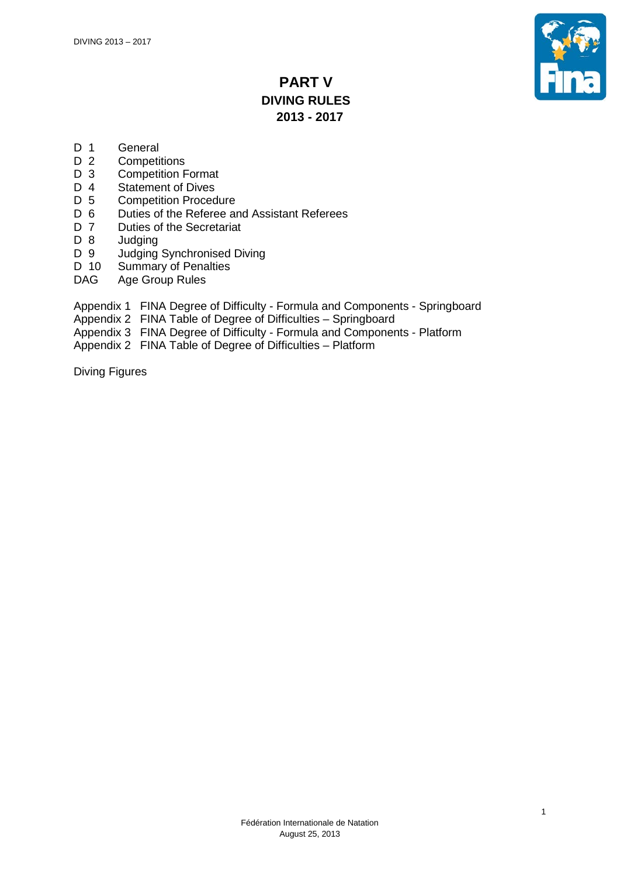# PART V
## DIVING RULES
## 2013 - 2017

| | |
|---|---|
| D 1 | General |
| D 2 | Competitions |
| D 3 | Competition Format |
| D 4 | Statement of Dives |
| D 5 | Competition Procedure |
| D 6 | Duties of the Referee and Assistant Referees |
| D 7 | Duties of the Secretariat |
| D 8 | Judging |
| D 9 | Judging Synchronised Diving |
| D 10 | Summary of Penalties |
| DAG | Age Group Rules |

Appendix 1 FINA Degree of Difficulty - Formula and Components - Springboard
Appendix 2 FINA Table of Degree of Difficulties – Springboard
Appendix 3 FINA Degree of Difficulty - Formula and Components - Platform
Appendix 2 FINA Table of Degree of Difficulties – Platform

Diving Figures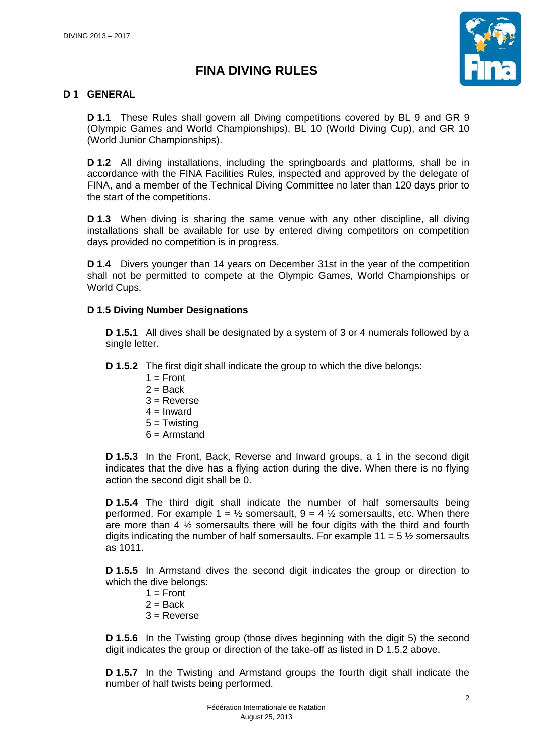# FINA DIVING RULES

## D 1 GENERAL

**D 1.1** These Rules shall govern all Diving competitions covered by BL 9 and GR 9 (Olympic Games and World Championships), BL 10 (World Diving Cup), and GR 10 (World Junior Championships).

**D 1.2** All diving installations, including the springboards and platforms, shall be in accordance with the FINA Facilities Rules, inspected and approved by the delegate of FINA, and a member of the Technical Diving Committee no later than 120 days prior to the start of the competitions.

**D 1.3** When diving is sharing the same venue with any other discipline, all diving installations shall be available for use by entered diving competitors on competition days provided no competition is in progress.

**D 1.4** Divers younger than 14 years on December 31st in the year of the competition shall not be permitted to compete at the Olympic Games, World Championships or World Cups.

### D 1.5 Diving Number Designations

**D 1.5.1** All dives shall be designated by a system of 3 or 4 numerals followed by a single letter.

**D 1.5.2** The first digit shall indicate the group to which the dive belongs:

- 1 = Front
- 2 = Back
- 3 = Reverse
- 4 = Inward
- 5 = Twisting
- 6 = Armstand

**D 1.5.3** In the Front, Back, Reverse and Inward groups, a 1 in the second digit indicates that the dive has a flying action during the dive. When there is no flying action the second digit shall be 0.

**D 1.5.4** The third digit shall indicate the number of half somersaults being performed. For example 1 = ½ somersault, 9 = 4 ½ somersaults, etc. When there are more than 4 ½ somersaults there will be four digits with the third and fourth digits indicating the number of half somersaults. For example 11 = 5 ½ somersaults as 1011.

**D 1.5.5** In Armstand dives the second digit indicates the group or direction to which the dive belongs:

- 1 = Front
- 2 = Back
- 3 = Reverse

**D 1.5.6** In the Twisting group (those dives beginning with the digit 5) the second digit indicates the group or direction of the take-off as listed in D 1.5.2 above.

**D 1.5.7** In the Twisting and Armstand groups the fourth digit shall indicate the number of half twists being performed.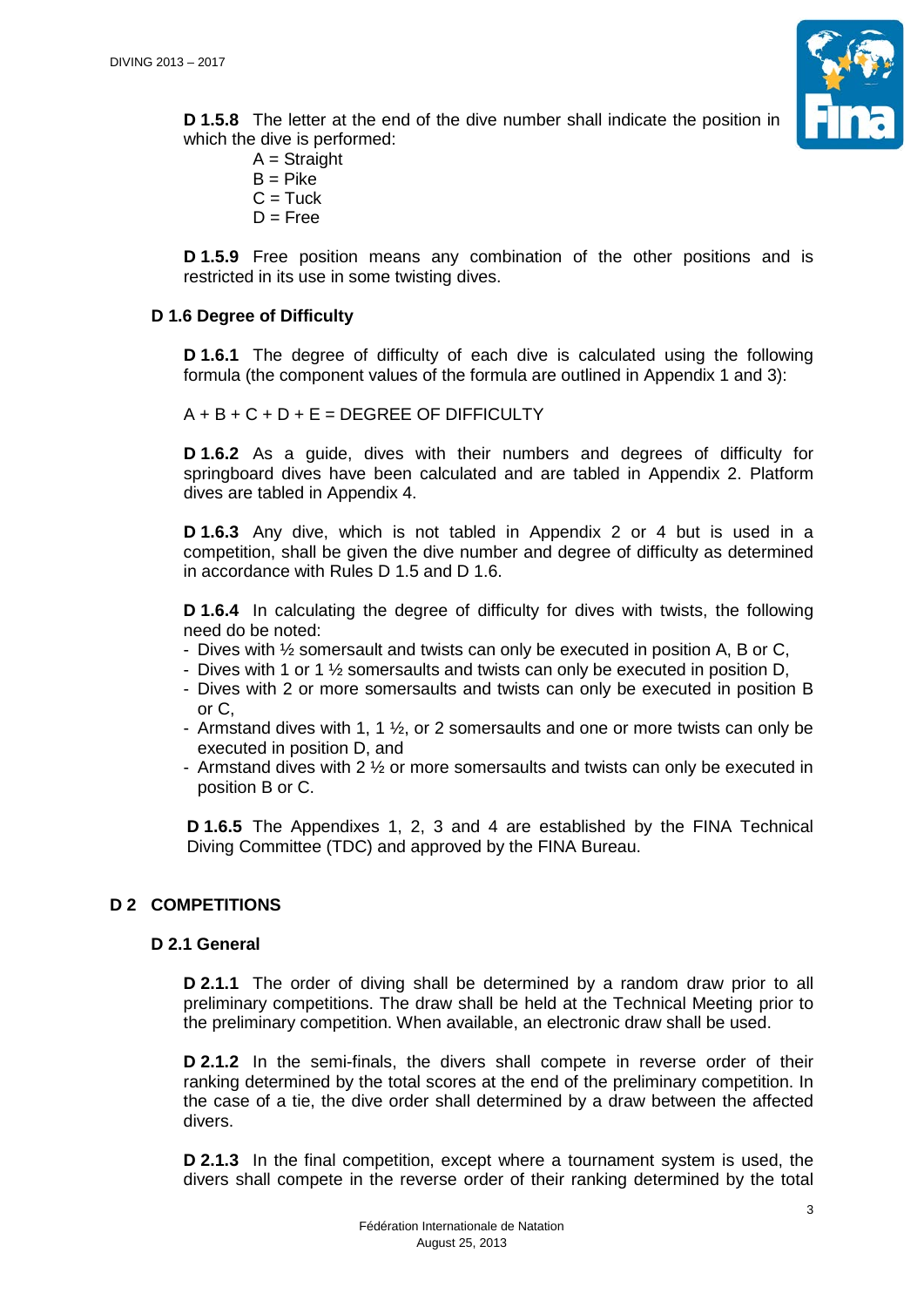**D 1.5.8** The letter at the end of the dive number shall indicate the position in which the dive is performed:

A = Straight
B = Pike
C = Tuck
D = Free

**D 1.5.9** Free position means any combination of the other positions and is restricted in its use in some twisting dives.

### D 1.6 Degree of Difficulty

**D 1.6.1** The degree of difficulty of each dive is calculated using the following formula (the component values of the formula are outlined in Appendix 1 and 3):

A + B + C + D + E = DEGREE OF DIFFICULTY

**D 1.6.2** As a guide, dives with their numbers and degrees of difficulty for springboard dives have been calculated and are tabled in Appendix 2. Platform dives are tabled in Appendix 4.

**D 1.6.3** Any dive, which is not tabled in Appendix 2 or 4 but is used in a competition, shall be given the dive number and degree of difficulty as determined in accordance with Rules D 1.5 and D 1.6.

**D 1.6.4** In calculating the degree of difficulty for dives with twists, the following need do be noted:

- Dives with ½ somersault and twists can only be executed in position A, B or C,
- Dives with 1 or 1 ½ somersaults and twists can only be executed in position D,
- Dives with 2 or more somersaults and twists can only be executed in position B or C,
- Armstand dives with 1, 1 ½, or 2 somersaults and one or more twists can only be executed in position D, and
- Armstand dives with 2 ½ or more somersaults and twists can only be executed in position B or C.

**D 1.6.5** The Appendixes 1, 2, 3 and 4 are established by the FINA Technical Diving Committee (TDC) and approved by the FINA Bureau.

## D 2 COMPETITIONS

### D 2.1 General

**D 2.1.1** The order of diving shall be determined by a random draw prior to all preliminary competitions. The draw shall be held at the Technical Meeting prior to the preliminary competition. When available, an electronic draw shall be used.

**D 2.1.2** In the semi-finals, the divers shall compete in reverse order of their ranking determined by the total scores at the end of the preliminary competition. In the case of a tie, the dive order shall determined by a draw between the affected divers.

**D 2.1.3** In the final competition, except where a tournament system is used, the divers shall compete in the reverse order of their ranking determined by the total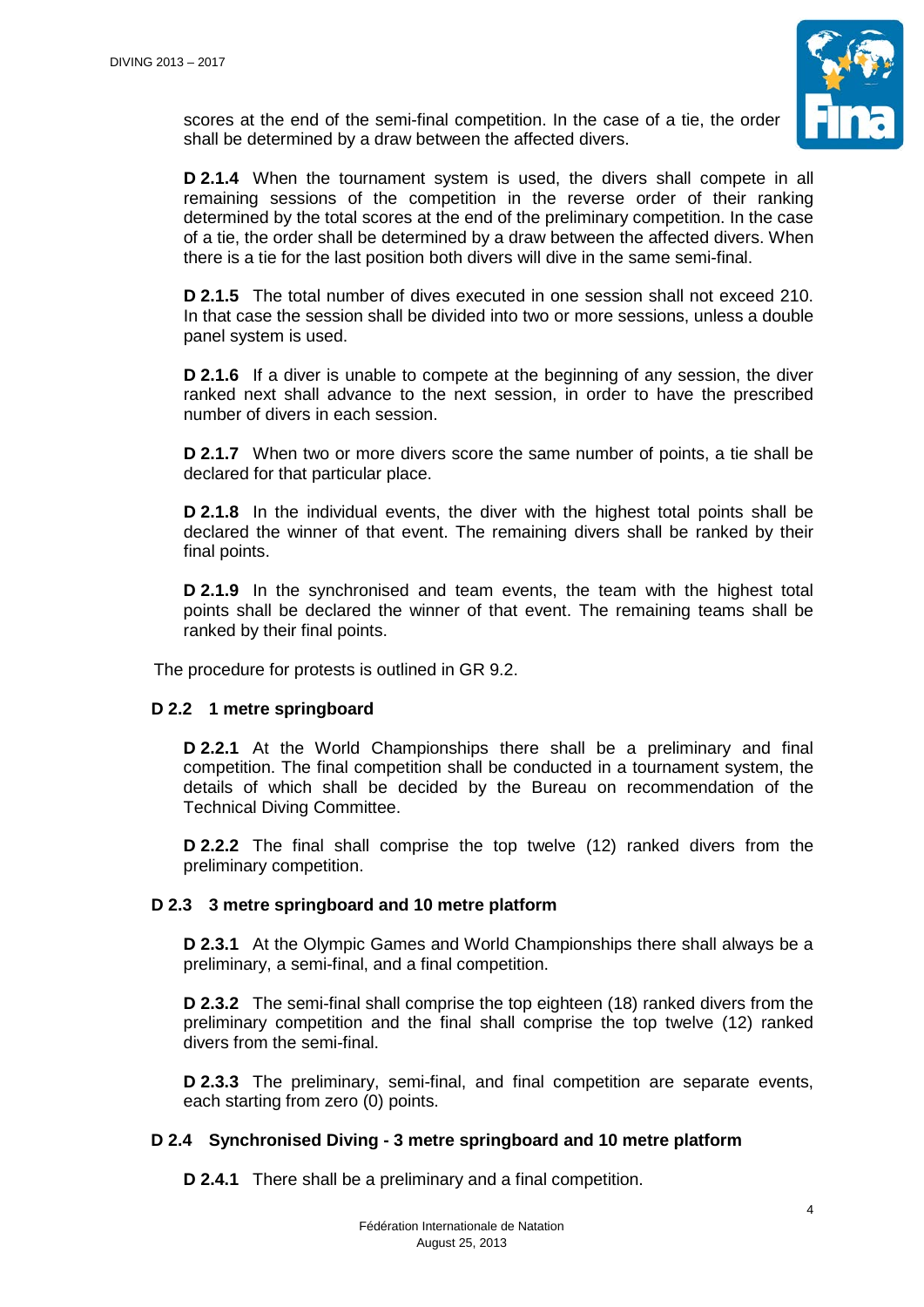scores at the end of the semi-final competition. In the case of a tie, the order shall be determined by a draw between the affected divers.

**D 2.1.4** When the tournament system is used, the divers shall compete in all remaining sessions of the competition in the reverse order of their ranking determined by the total scores at the end of the preliminary competition. In the case of a tie, the order shall be determined by a draw between the affected divers. When there is a tie for the last position both divers will dive in the same semi-final.

**D 2.1.5** The total number of dives executed in one session shall not exceed 210. In that case the session shall be divided into two or more sessions, unless a double panel system is used.

**D 2.1.6** If a diver is unable to compete at the beginning of any session, the diver ranked next shall advance to the next session, in order to have the prescribed number of divers in each session.

**D 2.1.7** When two or more divers score the same number of points, a tie shall be declared for that particular place.

**D 2.1.8** In the individual events, the diver with the highest total points shall be declared the winner of that event. The remaining divers shall be ranked by their final points.

**D 2.1.9** In the synchronised and team events, the team with the highest total points shall be declared the winner of that event. The remaining teams shall be ranked by their final points.

The procedure for protests is outlined in GR 9.2.

### D 2.2 1 metre springboard

**D 2.2.1** At the World Championships there shall be a preliminary and final competition. The final competition shall be conducted in a tournament system, the details of which shall be decided by the Bureau on recommendation of the Technical Diving Committee.

**D 2.2.2** The final shall comprise the top twelve (12) ranked divers from the preliminary competition.

### D 2.3 3 metre springboard and 10 metre platform

**D 2.3.1** At the Olympic Games and World Championships there shall always be a preliminary, a semi-final, and a final competition.

**D 2.3.2** The semi-final shall comprise the top eighteen (18) ranked divers from the preliminary competition and the final shall comprise the top twelve (12) ranked divers from the semi-final.

**D 2.3.3** The preliminary, semi-final, and final competition are separate events, each starting from zero (0) points.

### D 2.4 Synchronised Diving - 3 metre springboard and 10 metre platform

**D 2.4.1** There shall be a preliminary and a final competition.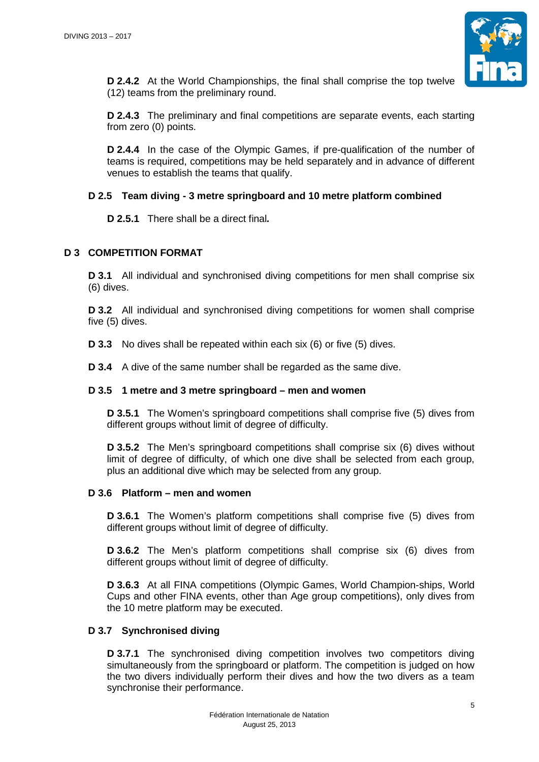**D 2.4.2** At the World Championships, the final shall comprise the top twelve (12) teams from the preliminary round.

**D 2.4.3** The preliminary and final competitions are separate events, each starting from zero (0) points.

**D 2.4.4** In the case of the Olympic Games, if pre-qualification of the number of teams is required, competitions may be held separately and in advance of different venues to establish the teams that qualify.

### D 2.5 Team diving - 3 metre springboard and 10 metre platform combined

**D 2.5.1** There shall be a direct final*.*

## D 3 COMPETITION FORMAT

**D 3.1** All individual and synchronised diving competitions for men shall comprise six (6) dives.

**D 3.2** All individual and synchronised diving competitions for women shall comprise five (5) dives.

**D 3.3** No dives shall be repeated within each six (6) or five (5) dives.

**D 3.4** A dive of the same number shall be regarded as the same dive.

### D 3.5 1 metre and 3 metre springboard – men and women

**D 3.5.1** The Women's springboard competitions shall comprise five (5) dives from different groups without limit of degree of difficulty.

**D 3.5.2** The Men's springboard competitions shall comprise six (6) dives without limit of degree of difficulty, of which one dive shall be selected from each group, plus an additional dive which may be selected from any group.

### D 3.6 Platform – men and women

**D 3.6.1** The Women's platform competitions shall comprise five (5) dives from different groups without limit of degree of difficulty.

**D 3.6.2** The Men's platform competitions shall comprise six (6) dives from different groups without limit of degree of difficulty.

**D 3.6.3** At all FINA competitions (Olympic Games, World Champion-ships, World Cups and other FINA events, other than Age group competitions), only dives from the 10 metre platform may be executed.

### D 3.7 Synchronised diving

**D 3.7.1** The synchronised diving competition involves two competitors diving simultaneously from the springboard or platform. The competition is judged on how the two divers individually perform their dives and how the two divers as a team synchronise their performance.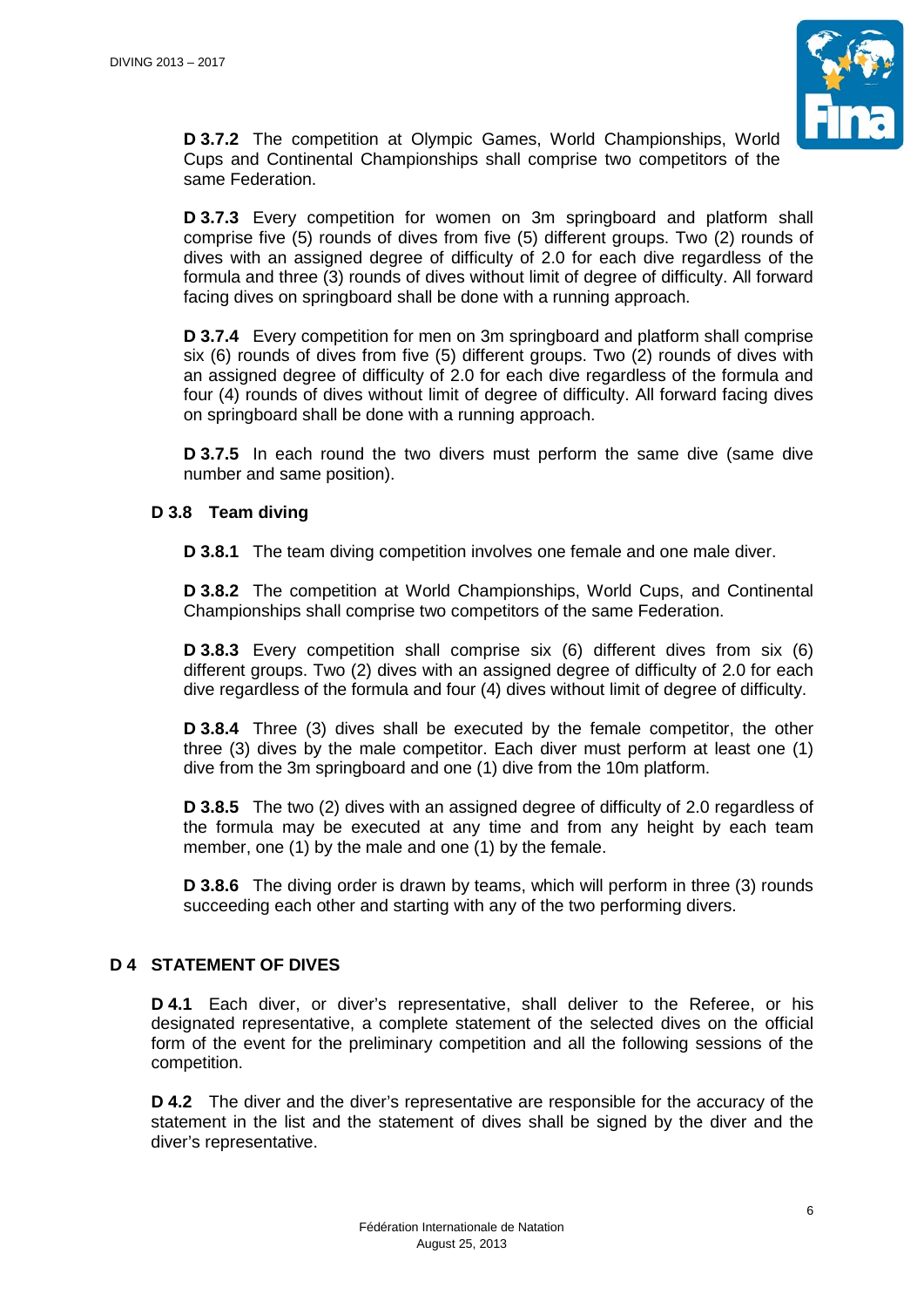**D 3.7.2** The competition at Olympic Games, World Championships, World Cups and Continental Championships shall comprise two competitors of the same Federation.

**D 3.7.3** Every competition for women on 3m springboard and platform shall comprise five (5) rounds of dives from five (5) different groups. Two (2) rounds of dives with an assigned degree of difficulty of 2.0 for each dive regardless of the formula and three (3) rounds of dives without limit of degree of difficulty. All forward facing dives on springboard shall be done with a running approach.

**D 3.7.4** Every competition for men on 3m springboard and platform shall comprise six (6) rounds of dives from five (5) different groups. Two (2) rounds of dives with an assigned degree of difficulty of 2.0 for each dive regardless of the formula and four (4) rounds of dives without limit of degree of difficulty. All forward facing dives on springboard shall be done with a running approach.

**D 3.7.5** In each round the two divers must perform the same dive (same dive number and same position).

### D 3.8 Team diving

**D 3.8.1** The team diving competition involves one female and one male diver.

**D 3.8.2** The competition at World Championships, World Cups, and Continental Championships shall comprise two competitors of the same Federation.

**D 3.8.3** Every competition shall comprise six (6) different dives from six (6) different groups. Two (2) dives with an assigned degree of difficulty of 2.0 for each dive regardless of the formula and four (4) dives without limit of degree of difficulty.

**D 3.8.4** Three (3) dives shall be executed by the female competitor, the other three (3) dives by the male competitor. Each diver must perform at least one (1) dive from the 3m springboard and one (1) dive from the 10m platform.

**D 3.8.5** The two (2) dives with an assigned degree of difficulty of 2.0 regardless of the formula may be executed at any time and from any height by each team member, one (1) by the male and one (1) by the female.

**D 3.8.6** The diving order is drawn by teams, which will perform in three (3) rounds succeeding each other and starting with any of the two performing divers.

## D 4 STATEMENT OF DIVES

**D 4.1** Each diver, or diver's representative, shall deliver to the Referee, or his designated representative, a complete statement of the selected dives on the official form of the event for the preliminary competition and all the following sessions of the competition.

**D 4.2** The diver and the diver's representative are responsible for the accuracy of the statement in the list and the statement of dives shall be signed by the diver and the diver's representative.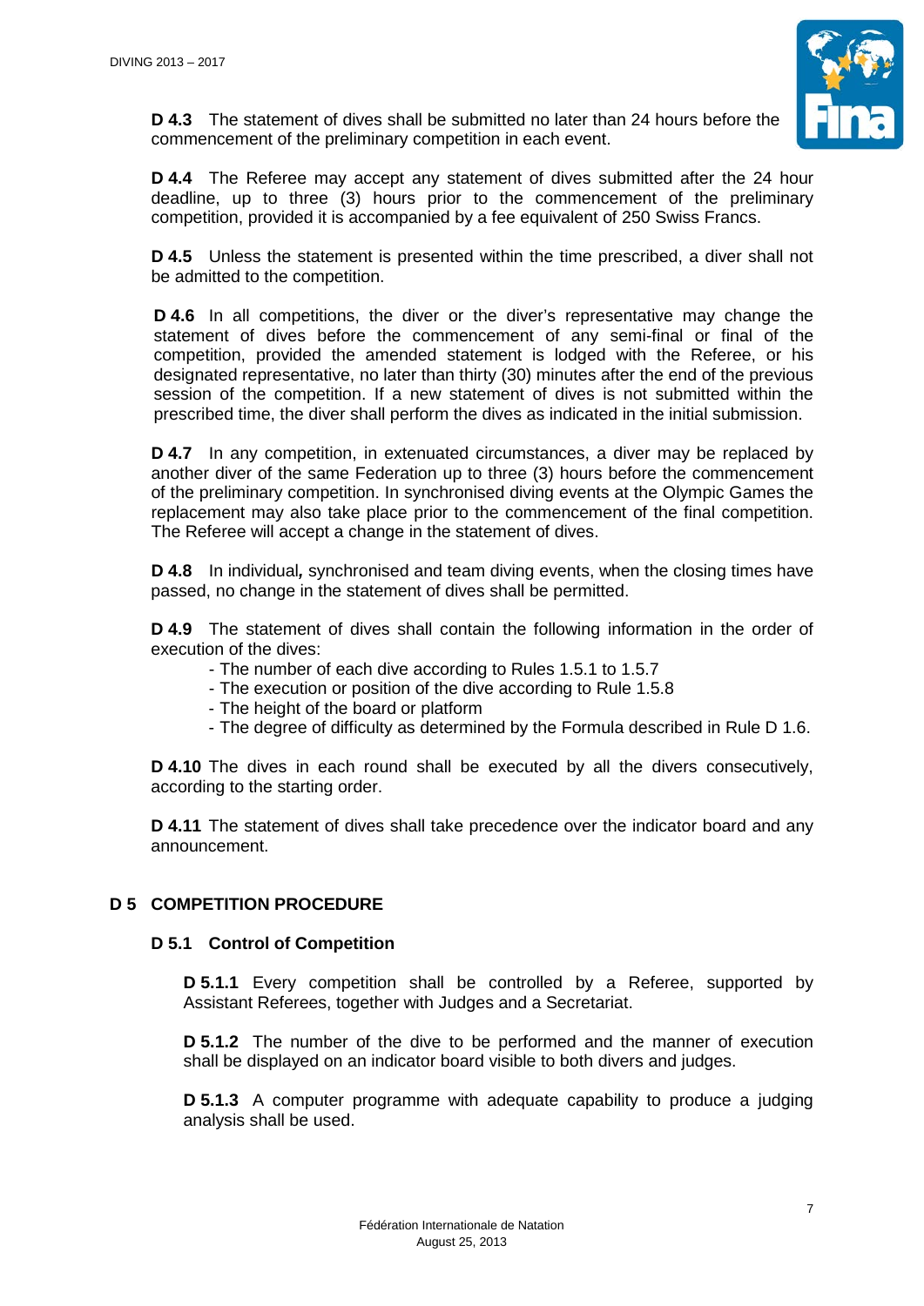**D 4.3** The statement of dives shall be submitted no later than 24 hours before the commencement of the preliminary competition in each event.

**D 4.4** The Referee may accept any statement of dives submitted after the 24 hour deadline, up to three (3) hours prior to the commencement of the preliminary competition, provided it is accompanied by a fee equivalent of 250 Swiss Francs.

**D 4.5** Unless the statement is presented within the time prescribed, a diver shall not be admitted to the competition.

**D 4.6** In all competitions, the diver or the diver's representative may change the statement of dives before the commencement of any semi-final or final of the competition, provided the amended statement is lodged with the Referee, or his designated representative, no later than thirty (30) minutes after the end of the previous session of the competition. If a new statement of dives is not submitted within the prescribed time, the diver shall perform the dives as indicated in the initial submission.

**D 4.7** In any competition, in extenuated circumstances, a diver may be replaced by another diver of the same Federation up to three (3) hours before the commencement of the preliminary competition. In synchronised diving events at the Olympic Games the replacement may also take place prior to the commencement of the final competition. The Referee will accept a change in the statement of dives.

**D 4.8** In individual*,* synchronised and team diving events, when the closing times have passed, no change in the statement of dives shall be permitted.

**D 4.9** The statement of dives shall contain the following information in the order of execution of the dives:

- The number of each dive according to Rules 1.5.1 to 1.5.7
- The execution or position of the dive according to Rule 1.5.8
- The height of the board or platform
- The degree of difficulty as determined by the Formula described in Rule D 1.6.

**D 4.10** The dives in each round shall be executed by all the divers consecutively, according to the starting order.

**D 4.11** The statement of dives shall take precedence over the indicator board and any announcement.

## D 5 COMPETITION PROCEDURE

### D 5.1 Control of Competition

**D 5.1.1** Every competition shall be controlled by a Referee, supported by Assistant Referees, together with Judges and a Secretariat.

**D 5.1.2** The number of the dive to be performed and the manner of execution shall be displayed on an indicator board visible to both divers and judges.

**D 5.1.3** A computer programme with adequate capability to produce a judging analysis shall be used.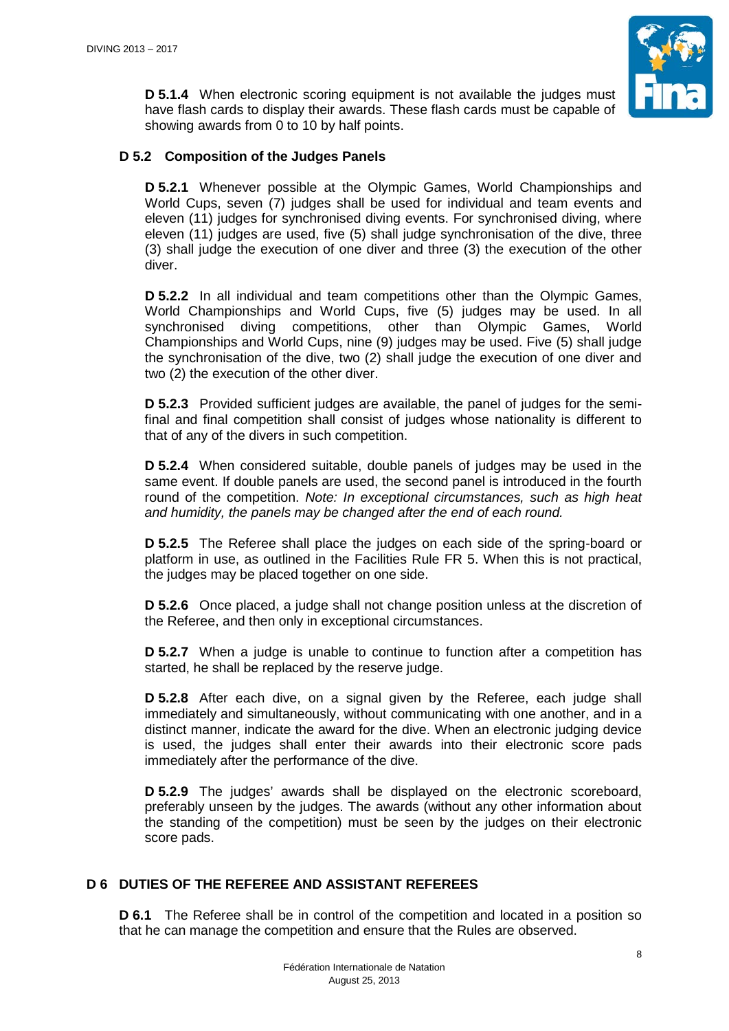**D 5.1.4** When electronic scoring equipment is not available the judges must have flash cards to display their awards. These flash cards must be capable of showing awards from 0 to 10 by half points.

### D 5.2 Composition of the Judges Panels

**D 5.2.1** Whenever possible at the Olympic Games, World Championships and World Cups, seven (7) judges shall be used for individual and team events and eleven (11) judges for synchronised diving events. For synchronised diving, where eleven (11) judges are used, five (5) shall judge synchronisation of the dive, three (3) shall judge the execution of one diver and three (3) the execution of the other diver.

**D 5.2.2** In all individual and team competitions other than the Olympic Games, World Championships and World Cups, five (5) judges may be used. In all synchronised diving competitions, other than Olympic Games, World Championships and World Cups, nine (9) judges may be used. Five (5) shall judge the synchronisation of the dive, two (2) shall judge the execution of one diver and two (2) the execution of the other diver.

**D 5.2.3** Provided sufficient judges are available, the panel of judges for the semi-final and final competition shall consist of judges whose nationality is different to that of any of the divers in such competition.

**D 5.2.4** When considered suitable, double panels of judges may be used in the same event. If double panels are used, the second panel is introduced in the fourth round of the competition. *Note: In exceptional circumstances, such as high heat and humidity, the panels may be changed after the end of each round.*

**D 5.2.5** The Referee shall place the judges on each side of the spring-board or platform in use, as outlined in the Facilities Rule FR 5. When this is not practical, the judges may be placed together on one side.

**D 5.2.6** Once placed, a judge shall not change position unless at the discretion of the Referee, and then only in exceptional circumstances.

**D 5.2.7** When a judge is unable to continue to function after a competition has started, he shall be replaced by the reserve judge.

**D 5.2.8** After each dive, on a signal given by the Referee, each judge shall immediately and simultaneously, without communicating with one another, and in a distinct manner, indicate the award for the dive. When an electronic judging device is used, the judges shall enter their awards into their electronic score pads immediately after the performance of the dive.

**D 5.2.9** The judges' awards shall be displayed on the electronic scoreboard, preferably unseen by the judges. The awards (without any other information about the standing of the competition) must be seen by the judges on their electronic score pads.

## D 6 DUTIES OF THE REFEREE AND ASSISTANT REFEREES

**D 6.1** The Referee shall be in control of the competition and located in a position so that he can manage the competition and ensure that the Rules are observed.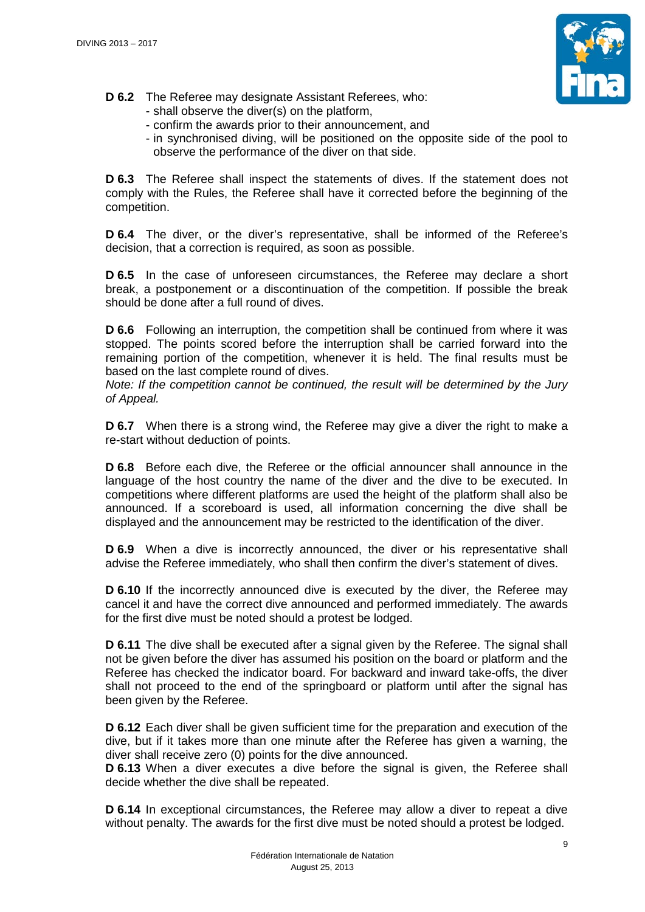**D 6.2** The Referee may designate Assistant Referees, who:

- shall observe the diver(s) on the platform,
- confirm the awards prior to their announcement, and
- in synchronised diving, will be positioned on the opposite side of the pool to observe the performance of the diver on that side.

**D 6.3** The Referee shall inspect the statements of dives. If the statement does not comply with the Rules, the Referee shall have it corrected before the beginning of the competition.

**D 6.4** The diver, or the diver's representative, shall be informed of the Referee's decision, that a correction is required, as soon as possible.

**D 6.5** In the case of unforeseen circumstances, the Referee may declare a short break, a postponement or a discontinuation of the competition. If possible the break should be done after a full round of dives.

**D 6.6** Following an interruption, the competition shall be continued from where it was stopped. The points scored before the interruption shall be carried forward into the remaining portion of the competition, whenever it is held. The final results must be based on the last complete round of dives.
*Note: If the competition cannot be continued, the result will be determined by the Jury of Appeal.*

**D 6.7** When there is a strong wind, the Referee may give a diver the right to make a re-start without deduction of points.

**D 6.8** Before each dive, the Referee or the official announcer shall announce in the language of the host country the name of the diver and the dive to be executed. In competitions where different platforms are used the height of the platform shall also be announced. If a scoreboard is used, all information concerning the dive shall be displayed and the announcement may be restricted to the identification of the diver.

**D 6.9** When a dive is incorrectly announced, the diver or his representative shall advise the Referee immediately, who shall then confirm the diver's statement of dives.

**D 6.10** If the incorrectly announced dive is executed by the diver, the Referee may cancel it and have the correct dive announced and performed immediately. The awards for the first dive must be noted should a protest be lodged.

**D 6.11** The dive shall be executed after a signal given by the Referee. The signal shall not be given before the diver has assumed his position on the board or platform and the Referee has checked the indicator board. For backward and inward take-offs, the diver shall not proceed to the end of the springboard or platform until after the signal has been given by the Referee.

**D 6.12** Each diver shall be given sufficient time for the preparation and execution of the dive, but if it takes more than one minute after the Referee has given a warning, the diver shall receive zero (0) points for the dive announced.

**D 6.13** When a diver executes a dive before the signal is given, the Referee shall decide whether the dive shall be repeated.

**D 6.14** In exceptional circumstances, the Referee may allow a diver to repeat a dive without penalty. The awards for the first dive must be noted should a protest be lodged.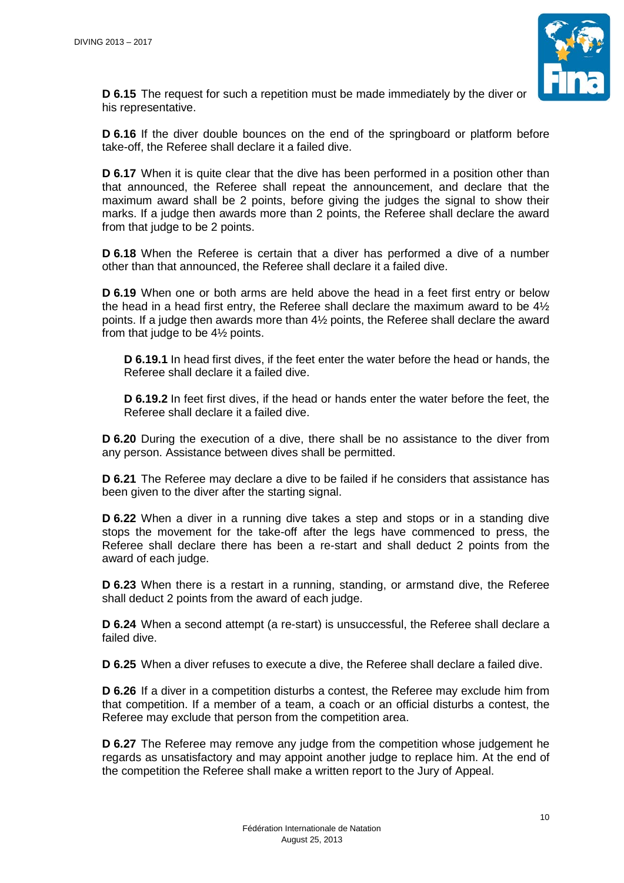**D 6.15** The request for such a repetition must be made immediately by the diver or his representative.

**D 6.16** If the diver double bounces on the end of the springboard or platform before take-off, the Referee shall declare it a failed dive.

**D 6.17** When it is quite clear that the dive has been performed in a position other than that announced, the Referee shall repeat the announcement, and declare that the maximum award shall be 2 points, before giving the judges the signal to show their marks. If a judge then awards more than 2 points, the Referee shall declare the award from that judge to be 2 points.

**D 6.18** When the Referee is certain that a diver has performed a dive of a number other than that announced, the Referee shall declare it a failed dive.

**D 6.19** When one or both arms are held above the head in a feet first entry or below the head in a head first entry, the Referee shall declare the maximum award to be 4½ points. If a judge then awards more than 4½ points, the Referee shall declare the award from that judge to be 4½ points.

> **D 6.19.1** In head first dives, if the feet enter the water before the head or hands, the Referee shall declare it a failed dive.
>
> **D 6.19.2** In feet first dives, if the head or hands enter the water before the feet, the Referee shall declare it a failed dive.

**D 6.20** During the execution of a dive, there shall be no assistance to the diver from any person. Assistance between dives shall be permitted.

**D 6.21** The Referee may declare a dive to be failed if he considers that assistance has been given to the diver after the starting signal.

**D 6.22** When a diver in a running dive takes a step and stops or in a standing dive stops the movement for the take-off after the legs have commenced to press, the Referee shall declare there has been a re-start and shall deduct 2 points from the award of each judge.

**D 6.23** When there is a restart in a running, standing, or armstand dive, the Referee shall deduct 2 points from the award of each judge.

**D 6.24** When a second attempt (a re-start) is unsuccessful, the Referee shall declare a failed dive.

**D 6.25** When a diver refuses to execute a dive, the Referee shall declare a failed dive.

**D 6.26** If a diver in a competition disturbs a contest, the Referee may exclude him from that competition. If a member of a team, a coach or an official disturbs a contest, the Referee may exclude that person from the competition area.

**D 6.27** The Referee may remove any judge from the competition whose judgement he regards as unsatisfactory and may appoint another judge to replace him. At the end of the competition the Referee shall make a written report to the Jury of Appeal.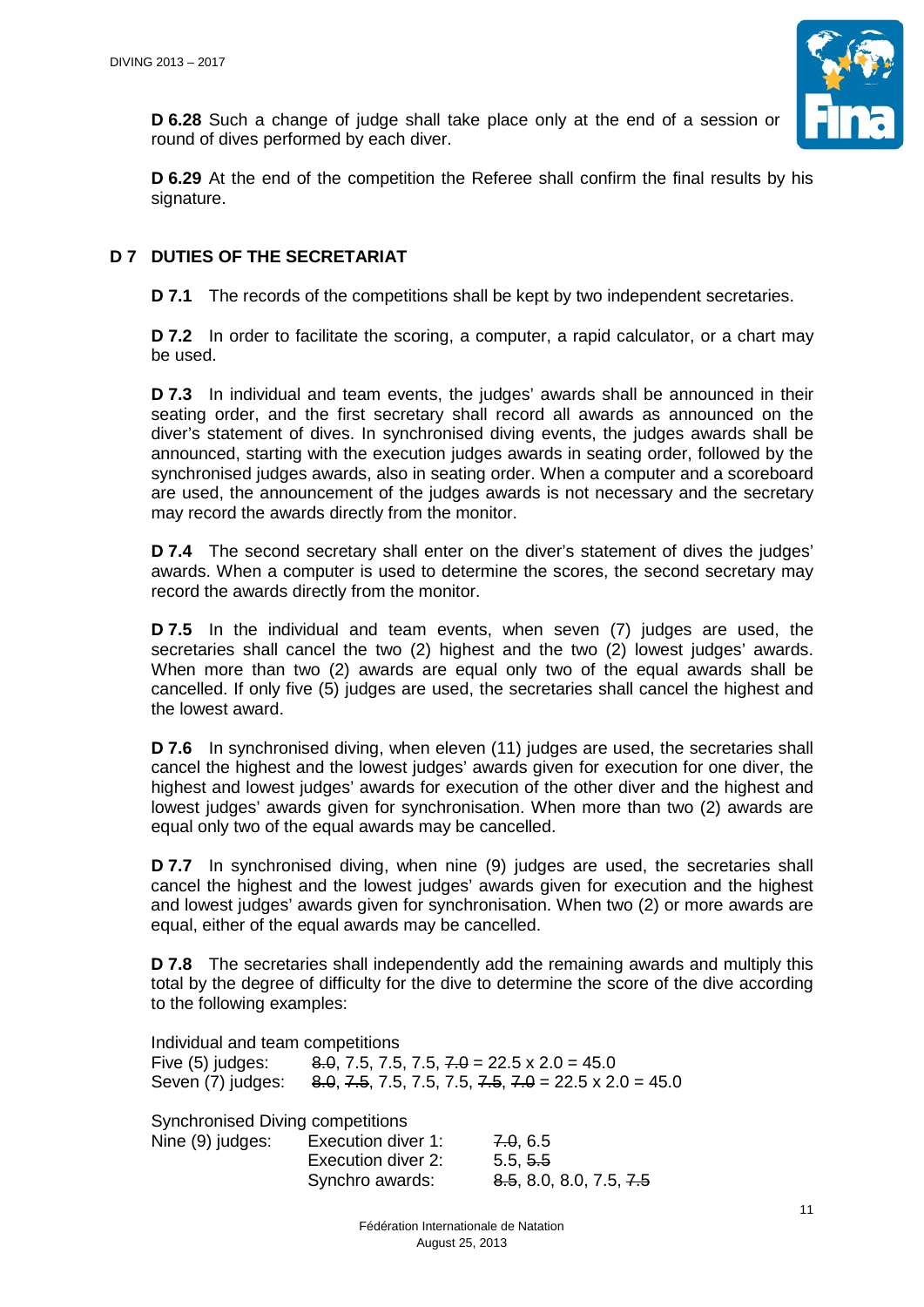**D 6.28** Such a change of judge shall take place only at the end of a session or round of dives performed by each diver.

**D 6.29** At the end of the competition the Referee shall confirm the final results by his signature.

## D 7 DUTIES OF THE SECRETARIAT

**D 7.1** The records of the competitions shall be kept by two independent secretaries.

**D 7.2** In order to facilitate the scoring, a computer, a rapid calculator, or a chart may be used.

**D 7.3** In individual and team events, the judges' awards shall be announced in their seating order, and the first secretary shall record all awards as announced on the diver's statement of dives. In synchronised diving events, the judges awards shall be announced, starting with the execution judges awards in seating order, followed by the synchronised judges awards, also in seating order. When a computer and a scoreboard are used, the announcement of the judges awards is not necessary and the secretary may record the awards directly from the monitor.

**D 7.4** The second secretary shall enter on the diver's statement of dives the judges' awards. When a computer is used to determine the scores, the second secretary may record the awards directly from the monitor.

**D 7.5** In the individual and team events, when seven (7) judges are used, the secretaries shall cancel the two (2) highest and the two (2) lowest judges' awards. When more than two (2) awards are equal only two of the equal awards shall be cancelled. If only five (5) judges are used, the secretaries shall cancel the highest and the lowest award.

**D 7.6** In synchronised diving, when eleven (11) judges are used, the secretaries shall cancel the highest and the lowest judges' awards given for execution for one diver, the highest and lowest judges' awards for execution of the other diver and the highest and lowest judges' awards given for synchronisation. When more than two (2) awards are equal only two of the equal awards may be cancelled.

**D 7.7** In synchronised diving, when nine (9) judges are used, the secretaries shall cancel the highest and the lowest judges' awards given for execution and the highest and lowest judges' awards given for synchronisation. When two (2) or more awards are equal, either of the equal awards may be cancelled.

**D 7.8** The secretaries shall independently add the remaining awards and multiply this total by the degree of difficulty for the dive to determine the score of the dive according to the following examples:

Individual and team competitions

| | |
|---|---|
| Five (5) judges: | ~~8.0~~, 7.5, 7.5, 7.5, ~~7.0~~ = 22.5 x 2.0 = 45.0 |
| Seven (7) judges: | ~~8.0~~, ~~7.5~~, 7.5, 7.5, 7.5, ~~7.5~~, ~~7.0~~ = 22.5 x 2.0 = 45.0 |

Synchronised Diving competitions

| | | |
|---|---|---|
| Nine (9) judges: | Execution diver 1: | ~~7.0~~, 6.5 |
| | Execution diver 2: | 5.5, ~~5.5~~ |
| | Synchro awards: | ~~8.5~~, 8.0, 8.0, 7.5, ~~7.5~~ |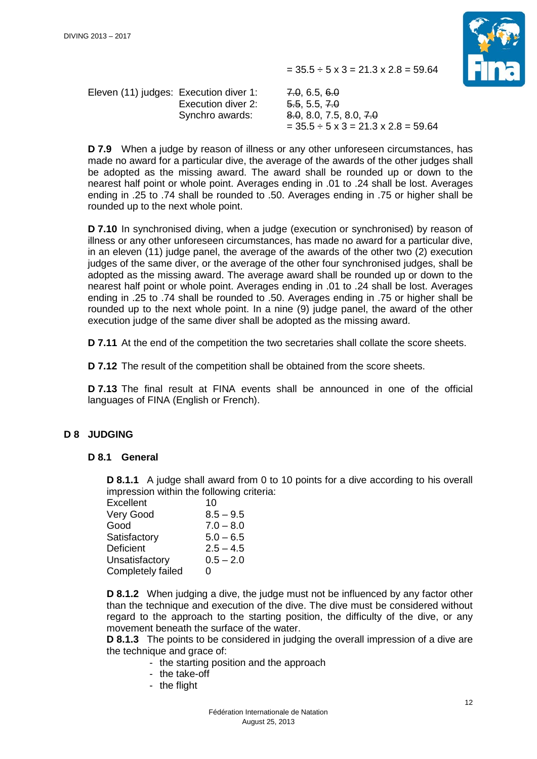= 35.5 ÷ 5 x 3 = 21.3 x 2.8 = 59.64

| Eleven (11) judges: | Execution diver 1: | ~~7.0~~, 6.5, ~~6.0~~ |
|---|---|---|
| | Execution diver 2: | ~~5.5~~, 5.5, ~~7.0~~ |
| | Synchro awards: | ~~8.0~~, 8.0, 7.5, 8.0, ~~7.0~~ |
| | | = 35.5 ÷ 5 x 3 = 21.3 x 2.8 = 59.64 |

**D 7.9** When a judge by reason of illness or any other unforeseen circumstances, has made no award for a particular dive, the average of the awards of the other judges shall be adopted as the missing award. The award shall be rounded up or down to the nearest half point or whole point. Averages ending in .01 to .24 shall be lost. Averages ending in .25 to .74 shall be rounded to .50. Averages ending in .75 or higher shall be rounded up to the next whole point.

**D 7.10** In synchronised diving, when a judge (execution or synchronised) by reason of illness or any other unforeseen circumstances, has made no award for a particular dive, in an eleven (11) judge panel, the average of the awards of the other two (2) execution judges of the same diver, or the average of the other four synchronised judges, shall be adopted as the missing award. The average award shall be rounded up or down to the nearest half point or whole point. Averages ending in .01 to .24 shall be lost. Averages ending in .25 to .74 shall be rounded to .50. Averages ending in .75 or higher shall be rounded up to the next whole point. In a nine (9) judge panel, the award of the other execution judge of the same diver shall be adopted as the missing award.

**D 7.11** At the end of the competition the two secretaries shall collate the score sheets.

**D 7.12** The result of the competition shall be obtained from the score sheets.

**D 7.13** The final result at FINA events shall be announced in one of the official languages of FINA (English or French).

## D 8 JUDGING

### D 8.1 General

**D 8.1.1** A judge shall award from 0 to 10 points for a dive according to his overall impression within the following criteria:

| | |
|---|---|
| Excellent | 10 |
| Very Good | 8.5 – 9.5 |
| Good | 7.0 – 8.0 |
| Satisfactory | 5.0 – 6.5 |
| Deficient | 2.5 – 4.5 |
| Unsatisfactory | 0.5 – 2.0 |
| Completely failed | 0 |

**D 8.1.2** When judging a dive, the judge must not be influenced by any factor other than the technique and execution of the dive. The dive must be considered without regard to the approach to the starting position, the difficulty of the dive, or any movement beneath the surface of the water.

**D 8.1.3** The points to be considered in judging the overall impression of a dive are the technique and grace of:

- the starting position and the approach
- the take-off
- the flight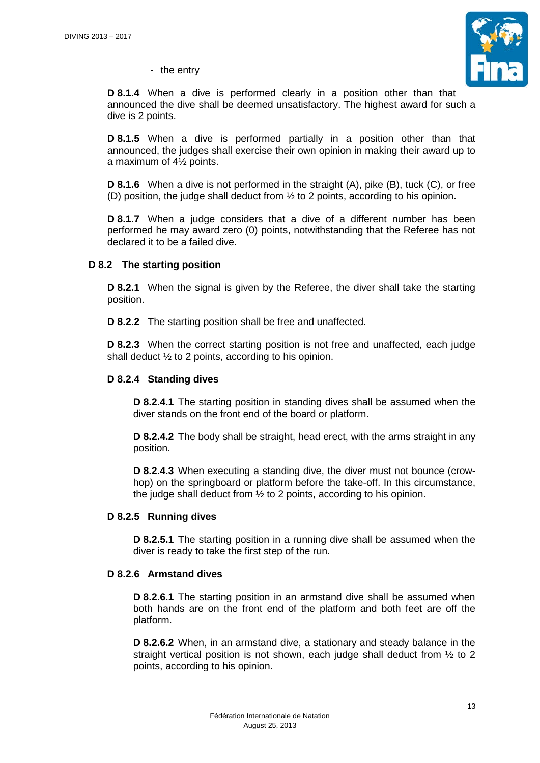- the entry

**D 8.1.4** When a dive is performed clearly in a position other than that announced the dive shall be deemed unsatisfactory. The highest award for such a dive is 2 points.

**D 8.1.5** When a dive is performed partially in a position other than that announced, the judges shall exercise their own opinion in making their award up to a maximum of 4½ points.

**D 8.1.6** When a dive is not performed in the straight (A), pike (B), tuck (C), or free (D) position, the judge shall deduct from ½ to 2 points, according to his opinion.

**D 8.1.7** When a judge considers that a dive of a different number has been performed he may award zero (0) points, notwithstanding that the Referee has not declared it to be a failed dive.

## D 8.2 The starting position

**D 8.2.1** When the signal is given by the Referee, the diver shall take the starting position.

**D 8.2.2** The starting position shall be free and unaffected.

**D 8.2.3** When the correct starting position is not free and unaffected, each judge shall deduct ½ to 2 points, according to his opinion.

### D 8.2.4 Standing dives

**D 8.2.4.1** The starting position in standing dives shall be assumed when the diver stands on the front end of the board or platform.

**D 8.2.4.2** The body shall be straight, head erect, with the arms straight in any position.

**D 8.2.4.3** When executing a standing dive, the diver must not bounce (crow-hop) on the springboard or platform before the take-off. In this circumstance, the judge shall deduct from ½ to 2 points, according to his opinion.

### D 8.2.5 Running dives

**D 8.2.5.1** The starting position in a running dive shall be assumed when the diver is ready to take the first step of the run.

### D 8.2.6 Armstand dives

**D 8.2.6.1** The starting position in an armstand dive shall be assumed when both hands are on the front end of the platform and both feet are off the platform.

**D 8.2.6.2** When, in an armstand dive, a stationary and steady balance in the straight vertical position is not shown, each judge shall deduct from ½ to 2 points, according to his opinion.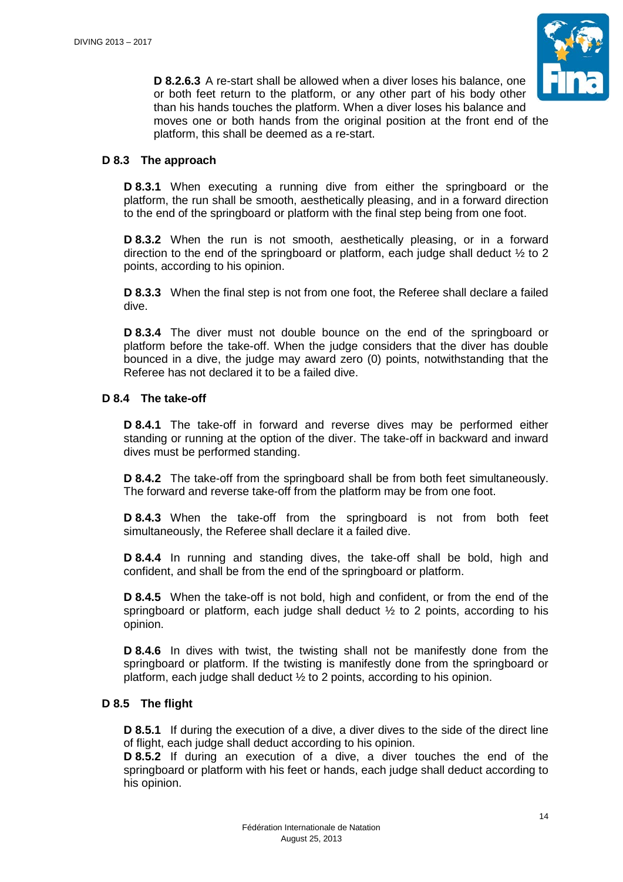**D 8.2.6.3** A re-start shall be allowed when a diver loses his balance, one or both feet return to the platform, or any other part of his body other than his hands touches the platform. When a diver loses his balance and moves one or both hands from the original position at the front end of the platform, this shall be deemed as a re-start.

### D 8.3 The approach

**D 8.3.1** When executing a running dive from either the springboard or the platform, the run shall be smooth, aesthetically pleasing, and in a forward direction to the end of the springboard or platform with the final step being from one foot.

**D 8.3.2** When the run is not smooth, aesthetically pleasing, or in a forward direction to the end of the springboard or platform, each judge shall deduct ½ to 2 points, according to his opinion.

**D 8.3.3** When the final step is not from one foot, the Referee shall declare a failed dive.

**D 8.3.4** The diver must not double bounce on the end of the springboard or platform before the take-off. When the judge considers that the diver has double bounced in a dive, the judge may award zero (0) points, notwithstanding that the Referee has not declared it to be a failed dive.

### D 8.4 The take-off

**D 8.4.1** The take-off in forward and reverse dives may be performed either standing or running at the option of the diver. The take-off in backward and inward dives must be performed standing.

**D 8.4.2** The take-off from the springboard shall be from both feet simultaneously. The forward and reverse take-off from the platform may be from one foot.

**D 8.4.3** When the take-off from the springboard is not from both feet simultaneously, the Referee shall declare it a failed dive.

**D 8.4.4** In running and standing dives, the take-off shall be bold, high and confident, and shall be from the end of the springboard or platform.

**D 8.4.5** When the take-off is not bold, high and confident, or from the end of the springboard or platform, each judge shall deduct ½ to 2 points, according to his opinion.

**D 8.4.6** In dives with twist, the twisting shall not be manifestly done from the springboard or platform. If the twisting is manifestly done from the springboard or platform, each judge shall deduct ½ to 2 points, according to his opinion.

### D 8.5 The flight

**D 8.5.1** If during the execution of a dive, a diver dives to the side of the direct line of flight, each judge shall deduct according to his opinion.

**D 8.5.2** If during an execution of a dive, a diver touches the end of the springboard or platform with his feet or hands, each judge shall deduct according to his opinion.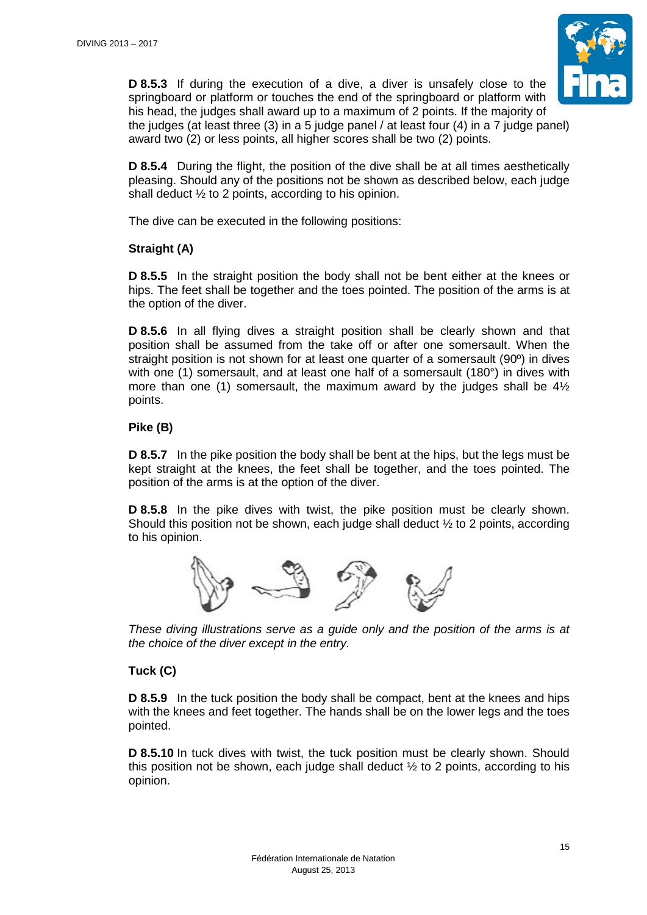**D 8.5.3** If during the execution of a dive, a diver is unsafely close to the springboard or platform or touches the end of the springboard or platform with his head, the judges shall award up to a maximum of 2 points. If the majority of the judges (at least three (3) in a 5 judge panel / at least four (4) in a 7 judge panel) award two (2) or less points, all higher scores shall be two (2) points.

**D 8.5.4** During the flight, the position of the dive shall be at all times aesthetically pleasing. Should any of the positions not be shown as described below, each judge shall deduct ½ to 2 points, according to his opinion.

The dive can be executed in the following positions:

**Straight (A)**

**D 8.5.5** In the straight position the body shall not be bent either at the knees or hips. The feet shall be together and the toes pointed. The position of the arms is at the option of the diver.

**D 8.5.6** In all flying dives a straight position shall be clearly shown and that position shall be assumed from the take off or after one somersault. When the straight position is not shown for at least one quarter of a somersault (90º) in dives with one (1) somersault, and at least one half of a somersault (180°) in dives with more than one (1) somersault, the maximum award by the judges shall be 4½ points.

**Pike (B)**

**D 8.5.7** In the pike position the body shall be bent at the hips, but the legs must be kept straight at the knees, the feet shall be together, and the toes pointed. The position of the arms is at the option of the diver.

**D 8.5.8** In the pike dives with twist, the pike position must be clearly shown. Should this position not be shown, each judge shall deduct ½ to 2 points, according to his opinion.

*These diving illustrations serve as a guide only and the position of the arms is at the choice of the diver except in the entry.*

**Tuck (C)**

**D 8.5.9** In the tuck position the body shall be compact, bent at the knees and hips with the knees and feet together. The hands shall be on the lower legs and the toes pointed.

**D 8.5.10** In tuck dives with twist, the tuck position must be clearly shown. Should this position not be shown, each judge shall deduct ½ to 2 points, according to his opinion.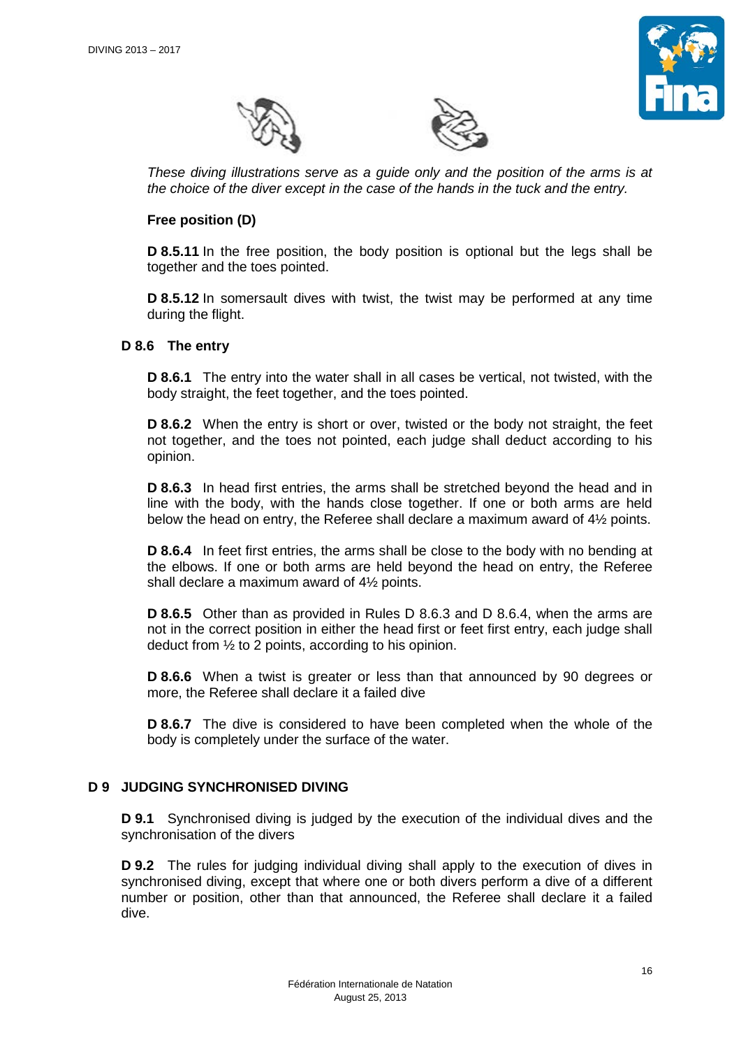*These diving illustrations serve as a guide only and the position of the arms is at the choice of the diver except in the case of the hands in the tuck and the entry.*

**Free position (D)**

**D 8.5.11** In the free position, the body position is optional but the legs shall be together and the toes pointed.

**D 8.5.12** In somersault dives with twist, the twist may be performed at any time during the flight.

### D 8.6 The entry

**D 8.6.1** The entry into the water shall in all cases be vertical, not twisted, with the body straight, the feet together, and the toes pointed.

**D 8.6.2** When the entry is short or over, twisted or the body not straight, the feet not together, and the toes not pointed, each judge shall deduct according to his opinion.

**D 8.6.3** In head first entries, the arms shall be stretched beyond the head and in line with the body, with the hands close together. If one or both arms are held below the head on entry, the Referee shall declare a maximum award of 4½ points.

**D 8.6.4** In feet first entries, the arms shall be close to the body with no bending at the elbows. If one or both arms are held beyond the head on entry, the Referee shall declare a maximum award of 4½ points.

**D 8.6.5** Other than as provided in Rules D 8.6.3 and D 8.6.4, when the arms are not in the correct position in either the head first or feet first entry, each judge shall deduct from ½ to 2 points, according to his opinion.

**D 8.6.6** When a twist is greater or less than that announced by 90 degrees or more, the Referee shall declare it a failed dive

**D 8.6.7** The dive is considered to have been completed when the whole of the body is completely under the surface of the water.

## D 9 JUDGING SYNCHRONISED DIVING

**D 9.1** Synchronised diving is judged by the execution of the individual dives and the synchronisation of the divers

**D 9.2** The rules for judging individual diving shall apply to the execution of dives in synchronised diving, except that where one or both divers perform a dive of a different number or position, other than that announced, the Referee shall declare it a failed dive.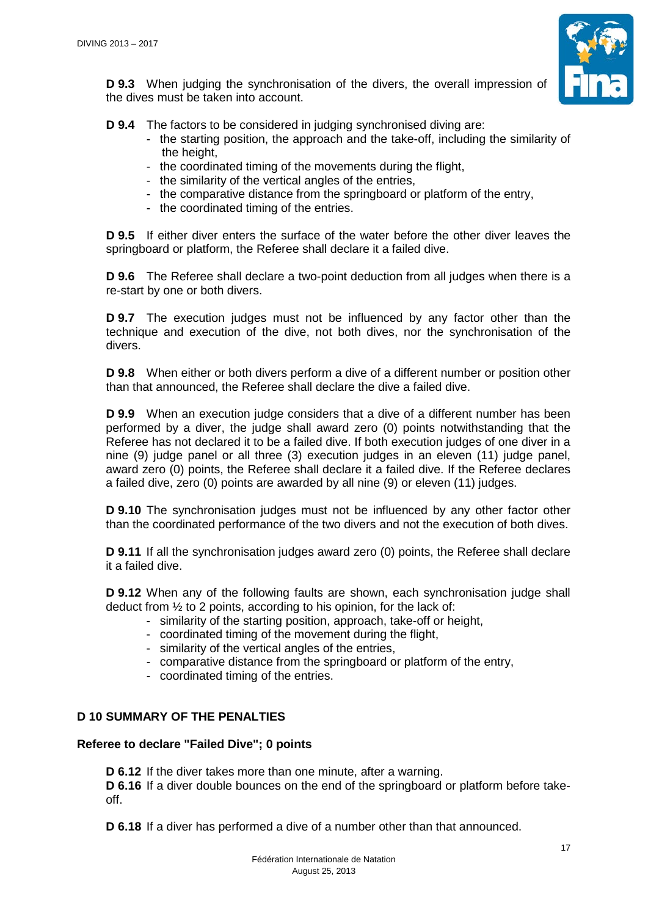**D 9.3** When judging the synchronisation of the divers, the overall impression of the dives must be taken into account.

**D 9.4** The factors to be considered in judging synchronised diving are:

- the starting position, the approach and the take-off, including the similarity of the height,
- the coordinated timing of the movements during the flight,
- the similarity of the vertical angles of the entries,
- the comparative distance from the springboard or platform of the entry,
- the coordinated timing of the entries.

**D 9.5** If either diver enters the surface of the water before the other diver leaves the springboard or platform, the Referee shall declare it a failed dive.

**D 9.6** The Referee shall declare a two-point deduction from all judges when there is a re-start by one or both divers.

**D 9.7** The execution judges must not be influenced by any factor other than the technique and execution of the dive, not both dives, nor the synchronisation of the divers.

**D 9.8** When either or both divers perform a dive of a different number or position other than that announced, the Referee shall declare the dive a failed dive.

**D 9.9** When an execution judge considers that a dive of a different number has been performed by a diver, the judge shall award zero (0) points notwithstanding that the Referee has not declared it to be a failed dive. If both execution judges of one diver in a nine (9) judge panel or all three (3) execution judges in an eleven (11) judge panel, award zero (0) points, the Referee shall declare it a failed dive. If the Referee declares a failed dive, zero (0) points are awarded by all nine (9) or eleven (11) judges.

**D 9.10** The synchronisation judges must not be influenced by any other factor other than the coordinated performance of the two divers and not the execution of both dives.

**D 9.11** If all the synchronisation judges award zero (0) points, the Referee shall declare it a failed dive.

**D 9.12** When any of the following faults are shown, each synchronisation judge shall deduct from ½ to 2 points, according to his opinion, for the lack of:

- similarity of the starting position, approach, take-off or height,
- coordinated timing of the movement during the flight,
- similarity of the vertical angles of the entries,
- comparative distance from the springboard or platform of the entry,
- coordinated timing of the entries.

## D 10 SUMMARY OF THE PENALTIES

### Referee to declare "Failed Dive"; 0 points

**D 6.12** If the diver takes more than one minute, after a warning.

**D 6.16** If a diver double bounces on the end of the springboard or platform before take-off.

**D 6.18** If a diver has performed a dive of a number other than that announced.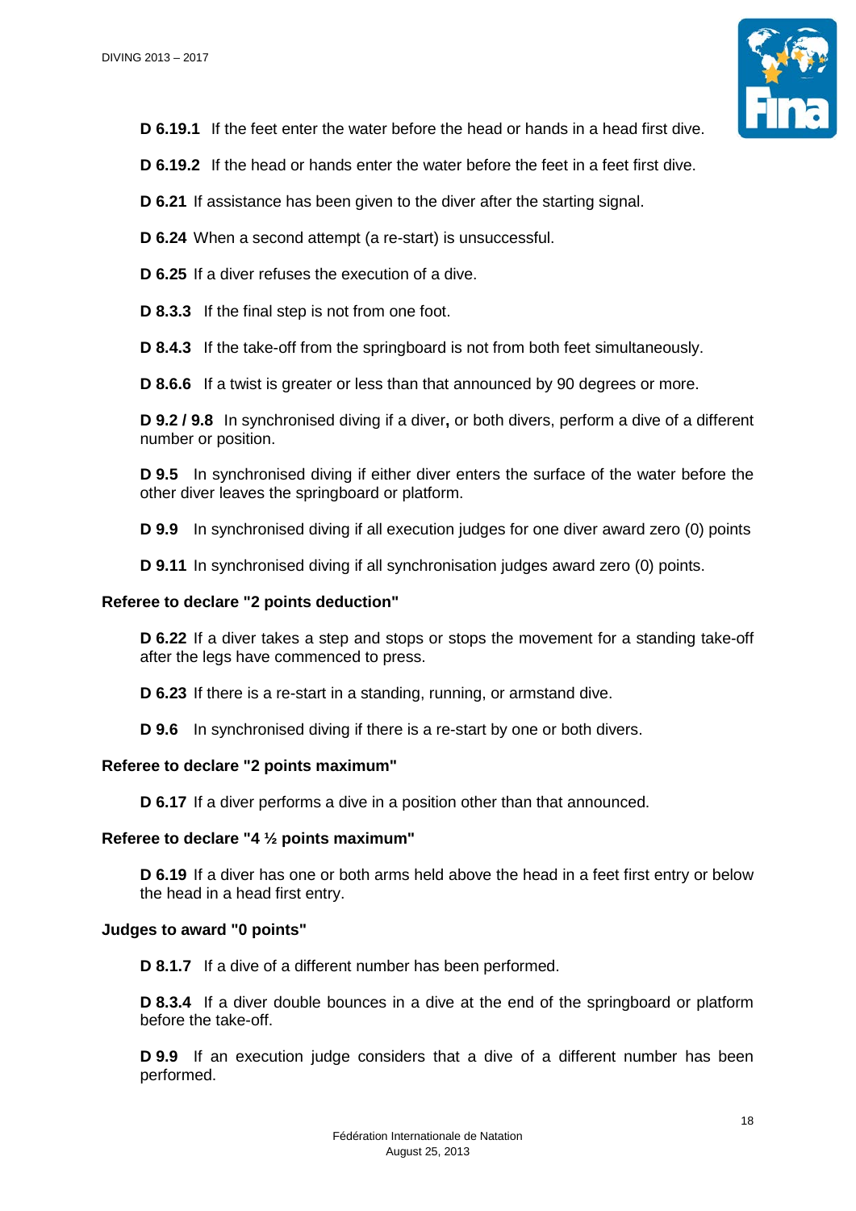**D 6.19.1** If the feet enter the water before the head or hands in a head first dive.

**D 6.19.2** If the head or hands enter the water before the feet in a feet first dive.

**D 6.21** If assistance has been given to the diver after the starting signal.

**D 6.24** When a second attempt (a re-start) is unsuccessful.

**D 6.25** If a diver refuses the execution of a dive.

**D 8.3.3** If the final step is not from one foot.

**D 8.4.3** If the take-off from the springboard is not from both feet simultaneously.

**D 8.6.6** If a twist is greater or less than that announced by 90 degrees or more.

**D 9.2 / 9.8** In synchronised diving if a diver**,** or both divers, perform a dive of a different number or position.

**D 9.5** In synchronised diving if either diver enters the surface of the water before the other diver leaves the springboard or platform.

**D 9.9** In synchronised diving if all execution judges for one diver award zero (0) points

**D 9.11** In synchronised diving if all synchronisation judges award zero (0) points.

**Referee to declare "2 points deduction"**

**D 6.22** If a diver takes a step and stops or stops the movement for a standing take-off after the legs have commenced to press.

**D 6.23** If there is a re-start in a standing, running, or armstand dive.

**D 9.6** In synchronised diving if there is a re-start by one or both divers.

**Referee to declare "2 points maximum"**

**D 6.17** If a diver performs a dive in a position other than that announced.

**Referee to declare "4 ½ points maximum"**

**D 6.19** If a diver has one or both arms held above the head in a feet first entry or below the head in a head first entry.

**Judges to award "0 points"**

**D 8.1.7** If a dive of a different number has been performed.

**D 8.3.4** If a diver double bounces in a dive at the end of the springboard or platform before the take-off.

**D 9.9** If an execution judge considers that a dive of a different number has been performed.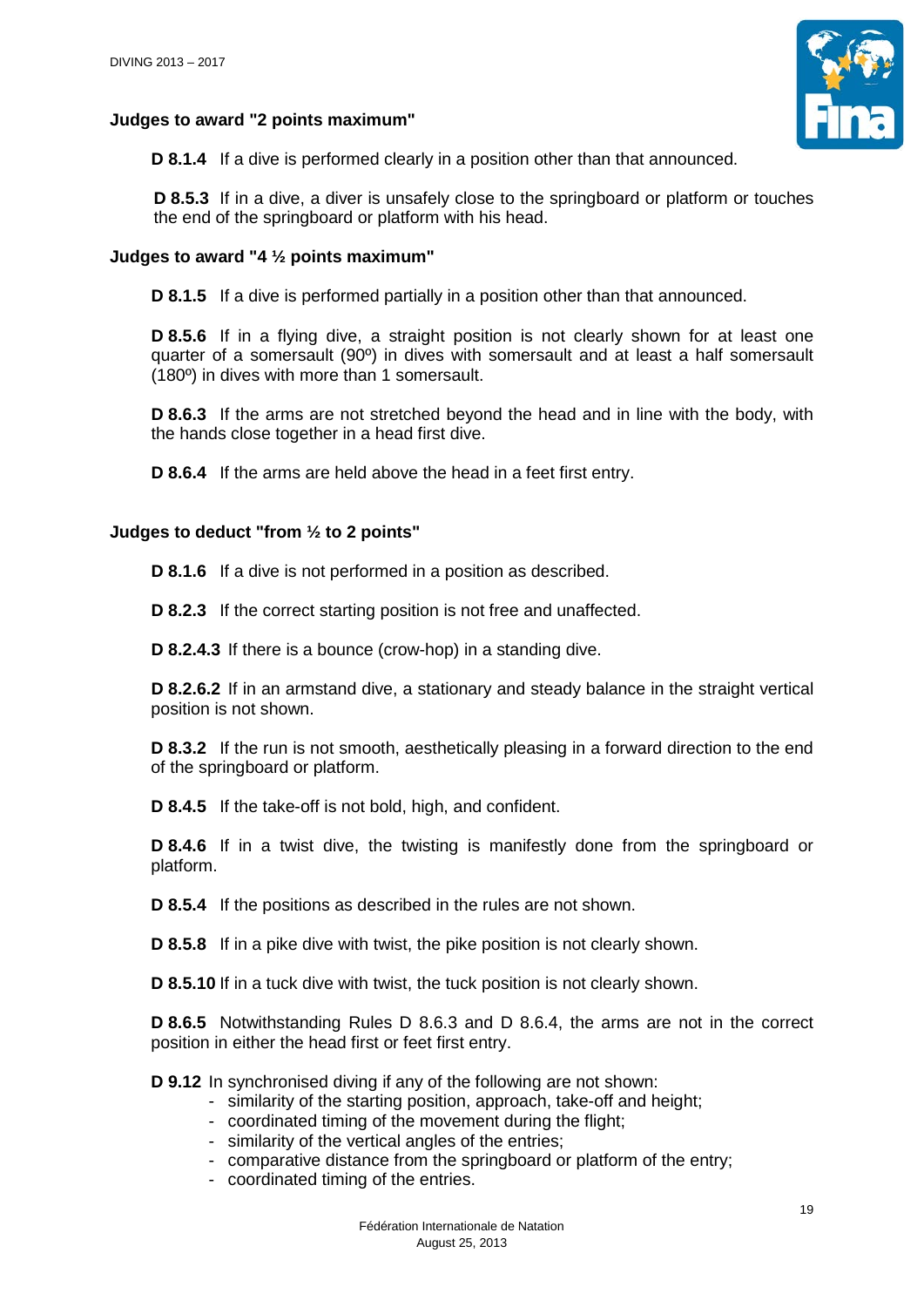**Judges to award "2 points maximum"**

**D 8.1.4** If a dive is performed clearly in a position other than that announced.

**D 8.5.3** If in a dive, a diver is unsafely close to the springboard or platform or touches the end of the springboard or platform with his head.

**Judges to award "4 ½ points maximum"**

**D 8.1.5** If a dive is performed partially in a position other than that announced.

**D 8.5.6** If in a flying dive, a straight position is not clearly shown for at least one quarter of a somersault (90º) in dives with somersault and at least a half somersault (180º) in dives with more than 1 somersault.

**D 8.6.3** If the arms are not stretched beyond the head and in line with the body, with the hands close together in a head first dive.

**D 8.6.4** If the arms are held above the head in a feet first entry.

**Judges to deduct "from ½ to 2 points"**

**D 8.1.6** If a dive is not performed in a position as described.

**D 8.2.3** If the correct starting position is not free and unaffected.

**D 8.2.4.3** If there is a bounce (crow-hop) in a standing dive.

**D 8.2.6.2** If in an armstand dive, a stationary and steady balance in the straight vertical position is not shown.

**D 8.3.2** If the run is not smooth, aesthetically pleasing in a forward direction to the end of the springboard or platform.

**D 8.4.5** If the take-off is not bold, high, and confident.

**D 8.4.6** If in a twist dive, the twisting is manifestly done from the springboard or platform.

**D 8.5.4** If the positions as described in the rules are not shown.

**D 8.5.8** If in a pike dive with twist, the pike position is not clearly shown.

**D 8.5.10** If in a tuck dive with twist, the tuck position is not clearly shown.

**D 8.6.5** Notwithstanding Rules D 8.6.3 and D 8.6.4, the arms are not in the correct position in either the head first or feet first entry.

**D 9.12** In synchronised diving if any of the following are not shown:

- similarity of the starting position, approach, take-off and height;
- coordinated timing of the movement during the flight;
- similarity of the vertical angles of the entries;
- comparative distance from the springboard or platform of the entry;
- coordinated timing of the entries.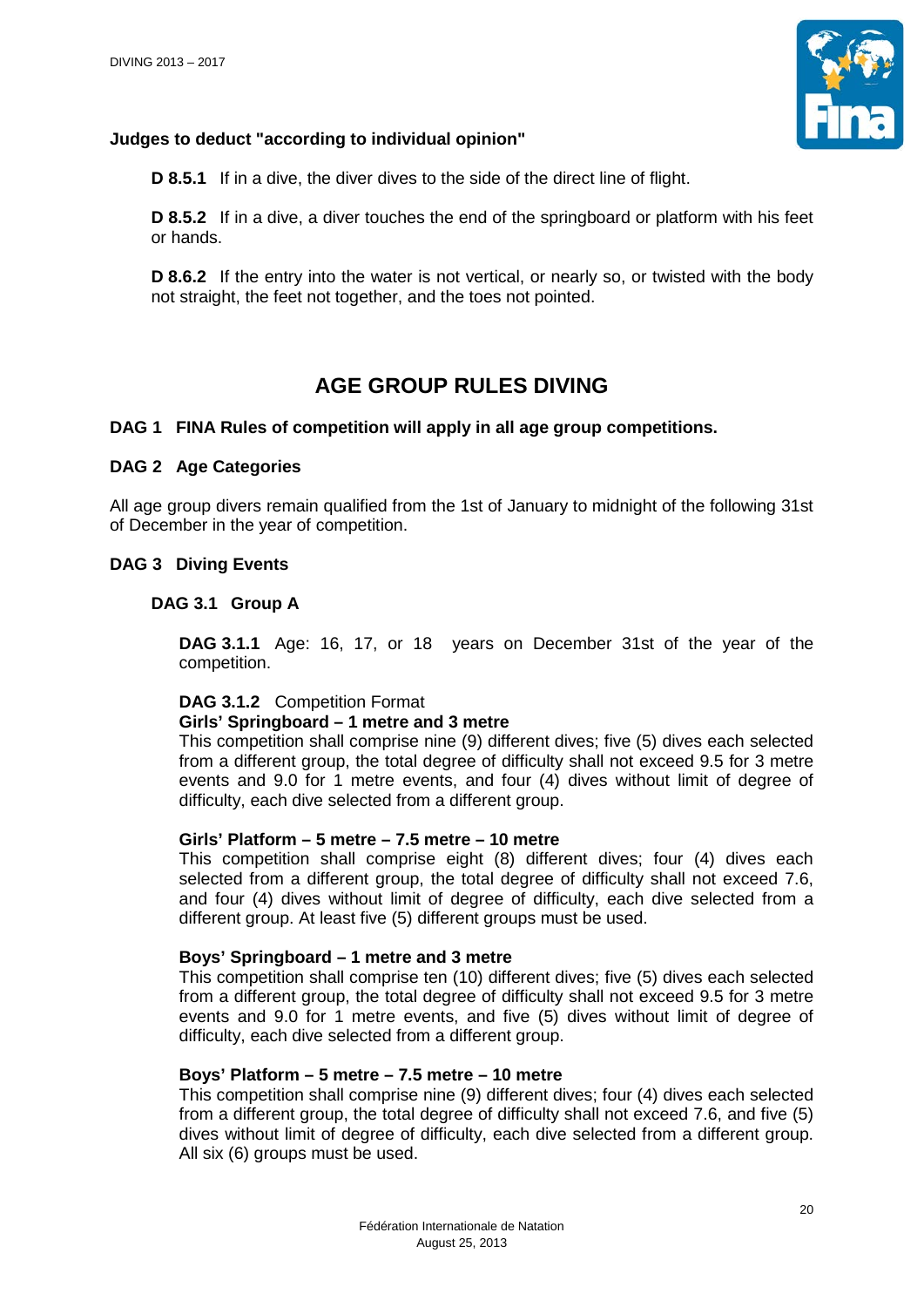**Judges to deduct "according to individual opinion"**

**D 8.5.1** If in a dive, the diver dives to the side of the direct line of flight.

**D 8.5.2** If in a dive, a diver touches the end of the springboard or platform with his feet or hands.

**D 8.6.2** If the entry into the water is not vertical, or nearly so, or twisted with the body not straight, the feet not together, and the toes not pointed.

# AGE GROUP RULES DIVING

### DAG 1 FINA Rules of competition will apply in all age group competitions.

### DAG 2 Age Categories

All age group divers remain qualified from the 1st of January to midnight of the following 31st of December in the year of competition.

### DAG 3 Diving Events

#### DAG 3.1 Group A

**DAG 3.1.1** Age: 16, 17, or 18 years on December 31st of the year of the competition.

**DAG 3.1.2** Competition Format

**Girls' Springboard – 1 metre and 3 metre**
This competition shall comprise nine (9) different dives; five (5) dives each selected from a different group, the total degree of difficulty shall not exceed 9.5 for 3 metre events and 9.0 for 1 metre events, and four (4) dives without limit of degree of difficulty, each dive selected from a different group.

**Girls' Platform – 5 metre – 7.5 metre – 10 metre**
This competition shall comprise eight (8) different dives; four (4) dives each selected from a different group, the total degree of difficulty shall not exceed 7.6, and four (4) dives without limit of degree of difficulty, each dive selected from a different group. At least five (5) different groups must be used.

**Boys' Springboard – 1 metre and 3 metre**
This competition shall comprise ten (10) different dives; five (5) dives each selected from a different group, the total degree of difficulty shall not exceed 9.5 for 3 metre events and 9.0 for 1 metre events, and five (5) dives without limit of degree of difficulty, each dive selected from a different group.

**Boys' Platform – 5 metre – 7.5 metre – 10 metre**
This competition shall comprise nine (9) different dives; four (4) dives each selected from a different group, the total degree of difficulty shall not exceed 7.6, and five (5) dives without limit of degree of difficulty, each dive selected from a different group. All six (6) groups must be used.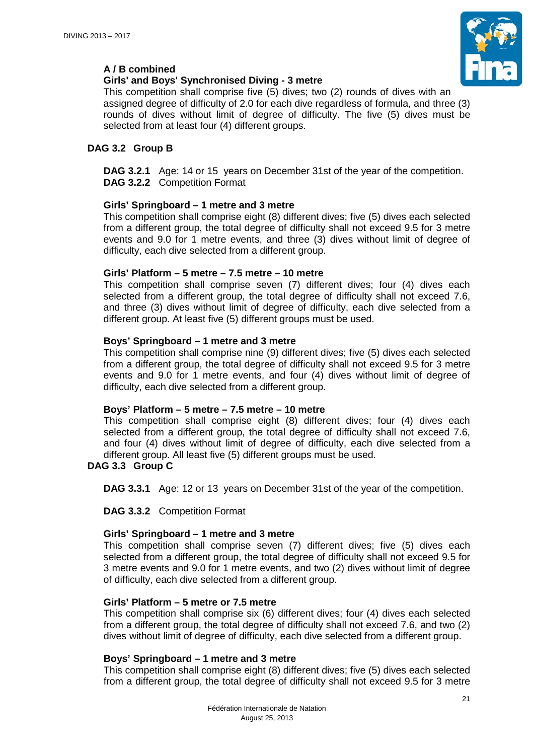**A / B combined**

**Girls' and Boys' Synchronised Diving - 3 metre**

This competition shall comprise five (5) dives; two (2) rounds of dives with an assigned degree of difficulty of 2.0 for each dive regardless of formula, and three (3) rounds of dives without limit of degree of difficulty. The five (5) dives must be selected from at least four (4) different groups.

### DAG 3.2 Group B

**DAG 3.2.1** Age: 14 or 15 years on December 31st of the year of the competition.

**DAG 3.2.2** Competition Format

**Girls' Springboard – 1 metre and 3 metre**

This competition shall comprise eight (8) different dives; five (5) dives each selected from a different group, the total degree of difficulty shall not exceed 9.5 for 3 metre events and 9.0 for 1 metre events, and three (3) dives without limit of degree of difficulty, each dive selected from a different group.

**Girls' Platform – 5 metre – 7.5 metre – 10 metre**

This competition shall comprise seven (7) different dives; four (4) dives each selected from a different group, the total degree of difficulty shall not exceed 7.6, and three (3) dives without limit of degree of difficulty, each dive selected from a different group. At least five (5) different groups must be used.

**Boys' Springboard – 1 metre and 3 metre**

This competition shall comprise nine (9) different dives; five (5) dives each selected from a different group, the total degree of difficulty shall not exceed 9.5 for 3 metre events and 9.0 for 1 metre events, and four (4) dives without limit of degree of difficulty, each dive selected from a different group.

**Boys' Platform – 5 metre – 7.5 metre – 10 metre**

This competition shall comprise eight (8) different dives; four (4) dives each selected from a different group, the total degree of difficulty shall not exceed 7.6, and four (4) dives without limit of degree of difficulty, each dive selected from a different group. All least five (5) different groups must be used.

### DAG 3.3 Group C

**DAG 3.3.1** Age: 12 or 13 years on December 31st of the year of the competition.

**DAG 3.3.2** Competition Format

**Girls' Springboard – 1 metre and 3 metre**

This competition shall comprise seven (7) different dives; five (5) dives each selected from a different group, the total degree of difficulty shall not exceed 9.5 for 3 metre events and 9.0 for 1 metre events, and two (2) dives without limit of degree of difficulty, each dive selected from a different group.

**Girls' Platform – 5 metre or 7.5 metre**

This competition shall comprise six (6) different dives; four (4) dives each selected from a different group, the total degree of difficulty shall not exceed 7.6, and two (2) dives without limit of degree of difficulty, each dive selected from a different group.

**Boys' Springboard – 1 metre and 3 metre**

This competition shall comprise eight (8) different dives; five (5) dives each selected from a different group, the total degree of difficulty shall not exceed 9.5 for 3 metre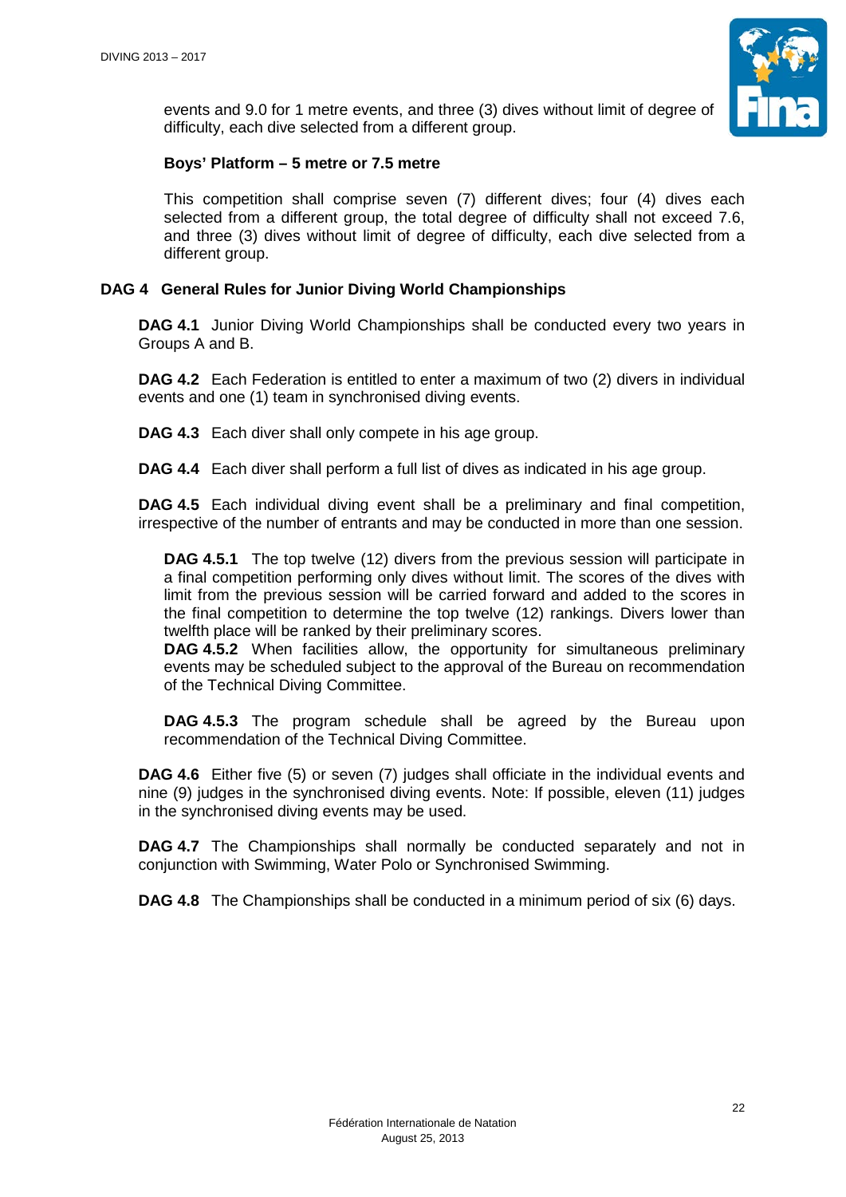events and 9.0 for 1 metre events, and three (3) dives without limit of degree of difficulty, each dive selected from a different group.

**Boys' Platform – 5 metre or 7.5 metre**

This competition shall comprise seven (7) different dives; four (4) dives each selected from a different group, the total degree of difficulty shall not exceed 7.6, and three (3) dives without limit of degree of difficulty, each dive selected from a different group.

## DAG 4 General Rules for Junior Diving World Championships

**DAG 4.1** Junior Diving World Championships shall be conducted every two years in Groups A and B.

**DAG 4.2** Each Federation is entitled to enter a maximum of two (2) divers in individual events and one (1) team in synchronised diving events.

**DAG 4.3** Each diver shall only compete in his age group.

**DAG 4.4** Each diver shall perform a full list of dives as indicated in his age group.

**DAG 4.5** Each individual diving event shall be a preliminary and final competition, irrespective of the number of entrants and may be conducted in more than one session.

**DAG 4.5.1** The top twelve (12) divers from the previous session will participate in a final competition performing only dives without limit. The scores of the dives with limit from the previous session will be carried forward and added to the scores in the final competition to determine the top twelve (12) rankings. Divers lower than twelfth place will be ranked by their preliminary scores.

**DAG 4.5.2** When facilities allow, the opportunity for simultaneous preliminary events may be scheduled subject to the approval of the Bureau on recommendation of the Technical Diving Committee.

**DAG 4.5.3** The program schedule shall be agreed by the Bureau upon recommendation of the Technical Diving Committee.

**DAG 4.6** Either five (5) or seven (7) judges shall officiate in the individual events and nine (9) judges in the synchronised diving events. Note: If possible, eleven (11) judges in the synchronised diving events may be used.

**DAG 4.7** The Championships shall normally be conducted separately and not in conjunction with Swimming, Water Polo or Synchronised Swimming.

**DAG 4.8** The Championships shall be conducted in a minimum period of six (6) days.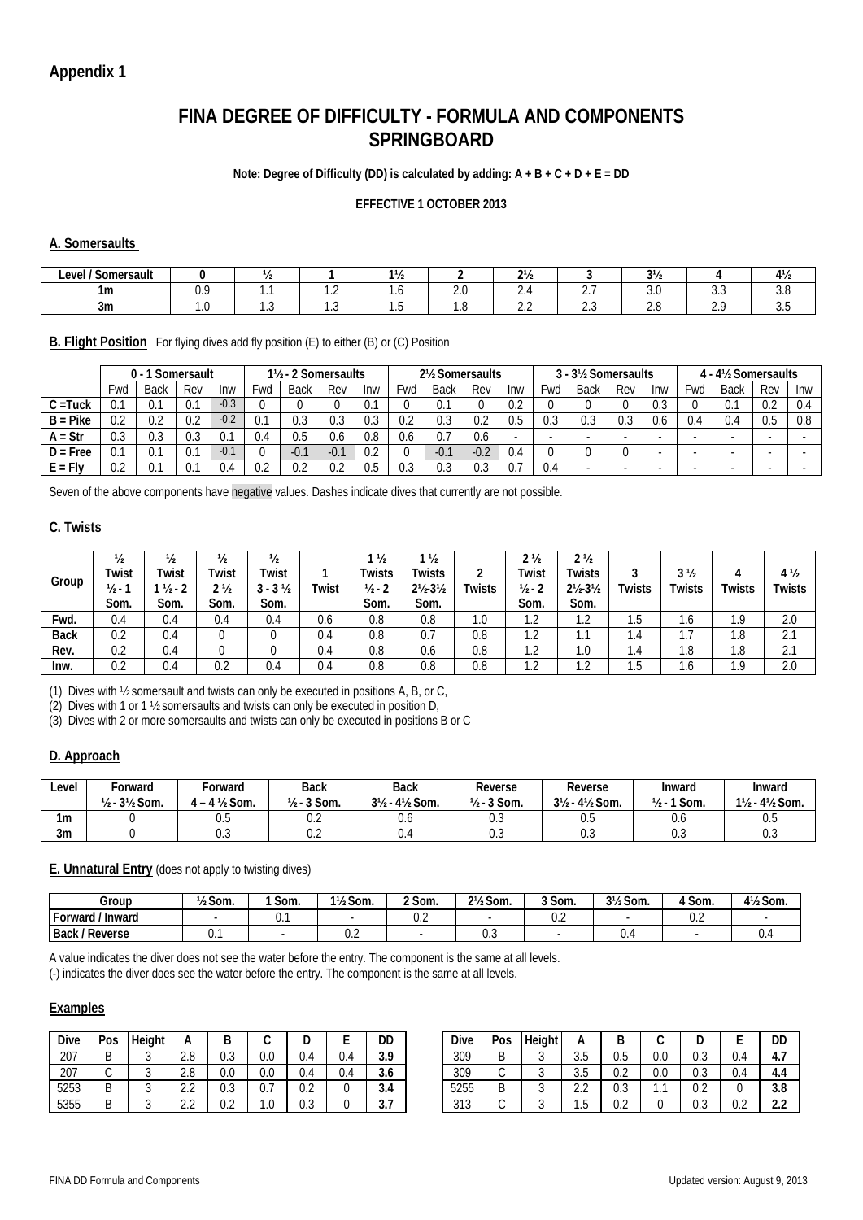## Appendix 1

# FINA DEGREE OF DIFFICULTY - FORMULA AND COMPONENTS SPRINGBOARD

**Note: Degree of Difficulty (DD) is calculated by adding: A + B + C + D + E = DD**

**EFFECTIVE 1 OCTOBER 2013**

### A. Somersaults

| Level / Somersault | 0 | ½ | 1 | 1½ | 2 | 2½ | 3 | 3½ | 4 | 4½ |
|---|---|---|---|---|---|---|---|---|---|---|
| 1m | 0.9 | 1.1 | 1.2 | 1.6 | 2.0 | 2.4 | 2.7 | 3.0 | 3.3 | 3.8 |
| 3m | 1.0 | 1.3 | 1.3 | 1.5 | 1.8 | 2.2 | 2.3 | 2.8 | 2.9 | 3.5 |

**B. Flight Position** For flying dives add fly position (E) to either (B) or (C) Position

| | 0 - 1 Somersault | | | | 1½ - 2 Somersaults | | | | 2½ Somersaults | | | | 3 - 3½ Somersaults | | | | 4 - 4½ Somersaults | | | |
|---|---|---|---|---|---|---|---|---|---|---|---|---|---|---|---|---|---|---|---|---|
| | Fwd | Back | Rev | Inw | Fwd | Back | Rev | Inw | Fwd | Back | Rev | Inw | Fwd | Back | Rev | Inw | Fwd | Back | Rev | Inw |
| C =Tuck | 0.1 | 0.1 | 0.1 | -0.3 | 0 | 0 | 0 | 0.1 | 0 | 0.1 | 0 | 0.2 | 0 | 0 | 0 | 0.3 | 0 | 0.1 | 0.2 | 0.4 |
| B = Pike | 0.2 | 0.2 | 0.2 | -0.2 | 0.1 | 0.3 | 0.3 | 0.3 | 0.2 | 0.3 | 0.2 | 0.5 | 0.3 | 0.3 | 0.3 | 0.6 | 0.4 | 0.4 | 0.5 | 0.8 |
| A = Str | 0.3 | 0.3 | 0.3 | 0.1 | 0.4 | 0.5 | 0.6 | 0.8 | 0.6 | 0.7 | 0.6 | - | - | - | - | - | - | - | - | - |
| D = Free | 0.1 | 0.1 | 0.1 | -0.1 | 0 | -0.1 | -0.1 | 0.2 | 0 | -0.1 | -0.2 | 0.4 | 0 | 0 | 0 | - | - | - | - | - |
| E = Fly | 0.2 | 0.1 | 0.1 | 0.4 | 0.2 | 0.2 | 0.2 | 0.5 | 0.3 | 0.3 | 0.3 | 0.7 | 0.4 | - | - | - | - | - | - | - |

Seven of the above components have negative values. Dashes indicate dives that currently are not possible.

### C. Twists

| Group | ½ Twist ½ - 1 Som. | ½ Twist 1 ½ - 2 Som. | ½ Twist 2 ½ Som. | ½ Twist 3 - 3 ½ Som. | 1 Twist | 1 ½ Twists ½ - 2 Som. | 1 ½ Twists 2½-3½ Som. | 2 Twists | 2 ½ Twist ½ - 2 Som. | 2 ½ Twists 2½-3½ Som. | 3 Twists | 3 ½ Twists | 4 Twists | 4 ½ Twists |
|---|---|---|---|---|---|---|---|---|---|---|---|---|---|---|
| Fwd. | 0.4 | 0.4 | 0.4 | 0.4 | 0.6 | 0.8 | 0.8 | 1.0 | 1.2 | 1.2 | 1.5 | 1.6 | 1.9 | 2.0 |
| Back | 0.2 | 0.4 | 0 | 0 | 0.4 | 0.8 | 0.7 | 0.8 | 1.2 | 1.1 | 1.4 | 1.7 | 1.8 | 2.1 |
| Rev. | 0.2 | 0.4 | 0 | 0 | 0.4 | 0.8 | 0.6 | 0.8 | 1.2 | 1.0 | 1.4 | 1.8 | 1.8 | 2.1 |
| Inw. | 0.2 | 0.4 | 0.2 | 0.4 | 0.4 | 0.8 | 0.8 | 0.8 | 1.2 | 1.2 | 1.5 | 1.6 | 1.9 | 2.0 |

(1) Dives with ½ somersault and twists can only be executed in positions A, B, or C,
(2) Dives with 1 or 1 ½ somersaults and twists can only be executed in position D,
(3) Dives with 2 or more somersaults and twists can only be executed in positions B or C

### D. Approach

| Level | Forward ½ - 3½ Som. | Forward 4 – 4 ½ Som. | Back ½ - 3 Som. | Back 3½ - 4½ Som. | Reverse ½ - 3 Som. | Reverse 3½ - 4½ Som. | Inward ½ - 1 Som. | Inward 1½ - 4½ Som. |
|---|---|---|---|---|---|---|---|---|
| 1m | 0 | 0.5 | 0.2 | 0.6 | 0.3 | 0.5 | 0.6 | 0.5 |
| 3m | 0 | 0.3 | 0.2 | 0.4 | 0.3 | 0.3 | 0.3 | 0.3 |

**E. Unnatural Entry** (does not apply to twisting dives)

| Group | ½ Som. | 1 Som. | 1½ Som. | 2 Som. | 2½ Som. | 3 Som. | 3½ Som. | 4 Som. | 4½ Som. |
|---|---|---|---|---|---|---|---|---|---|
| Forward / Inward | - | 0.1 | - | 0.2 | - | 0.2 | - | 0.2 | - |
| Back / Reverse | 0.1 | - | 0.2 | - | 0.3 | - | 0.4 | - | 0.4 |

A value indicates the diver does not see the water before the entry. The component is the same at all levels.
(-) indicates the diver does see the water before the entry. The component is the same at all levels.

### Examples

| Dive | Pos | Height | A | B | C | D | E | DD |
|---|---|---|---|---|---|---|---|---|
| 207 | B | 3 | 2.8 | 0.3 | 0.0 | 0.4 | 0.4 | **3.9** |
| 207 | C | 3 | 2.8 | 0.0 | 0.0 | 0.4 | 0.4 | **3.6** |
| 5253 | B | 3 | 2.2 | 0.3 | 0.7 | 0.2 | 0 | **3.4** |
| 5355 | B | 3 | 2.2 | 0.2 | 1.0 | 0.3 | 0 | **3.7** |

| Dive | Pos | Height | A | B | C | D | E | DD |
|---|---|---|---|---|---|---|---|---|
| 309 | B | 3 | 3.5 | 0.5 | 0.0 | 0.3 | 0.4 | **4.7** |
| 309 | C | 3 | 3.5 | 0.2 | 0.0 | 0.3 | 0.4 | **4.4** |
| 5255 | B | 3 | 2.2 | 0.3 | 1.1 | 0.2 | 0 | **3.8** |
| 313 | C | 3 | 1.5 | 0.2 | 0 | 0.3 | 0.2 | **2.2** |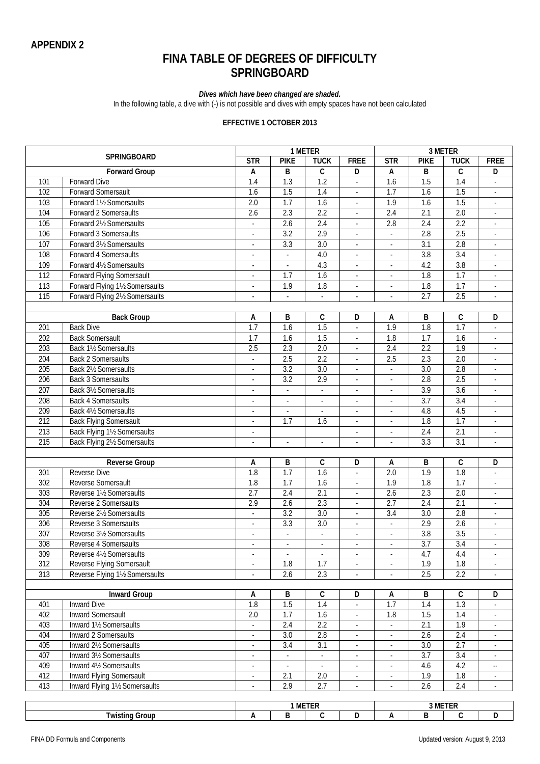**APPENDIX 2**

# FINA TABLE OF DEGREES OF DIFFICULTY SPRINGBOARD

***Dives which have been changed are shaded.***

In the following table, a dive with (-) is not possible and dives with empty spaces have not been calculated

**EFFECTIVE 1 OCTOBER 2013**

| SPRINGBOARD | | 1 METER | | | | 3 METER | | | |
|---|---|---|---|---|---|---|---|---|---|
| | | STR | PIKE | TUCK | FREE | STR | PIKE | TUCK | FREE |
| **Forward Group** | | A | B | C | D | A | B | C | D |
| 101 | Forward Dive | 1.4 | 1.3 | 1.2 | - | 1.6 | 1.5 | 1.4 | - |
| 102 | Forward Somersault | 1.6 | 1.5 | 1.4 | - | 1.7 | 1.6 | 1.5 | - |
| 103 | Forward 1½ Somersaults | 2.0 | 1.7 | 1.6 | - | 1.9 | 1.6 | 1.5 | - |
| 104 | Forward 2 Somersaults | 2.6 | 2.3 | 2.2 | - | 2.4 | 2.1 | 2.0 | - |
| 105 | Forward 2½ Somersaults | - | 2.6 | 2.4 | - | 2.8 | 2.4 | 2.2 | - |
| 106 | Forward 3 Somersaults | - | 3.2 | 2.9 | - | - | 2.8 | 2.5 | - |
| 107 | Forward 3½ Somersaults | - | 3.3 | 3.0 | - | - | 3.1 | 2.8 | - |
| 108 | Forward 4 Somersaults | - | - | 4.0 | - | - | 3.8 | 3.4 | - |
| 109 | Forward 4½ Somersaults | - | - | 4.3 | - | - | 4.2 | 3.8 | - |
| 112 | Forward Flying Somersault | - | 1.7 | 1.6 | - | - | 1.8 | 1.7 | - |
| 113 | Forward Flying 1½ Somersaults | - | 1.9 | 1.8 | - | - | 1.8 | 1.7 | - |
| 115 | Forward Flying 2½ Somersaults | - | - | - | - | - | 2.7 | 2.5 | - |
| **Back Group** | | A | B | C | D | A | B | C | D |
| 201 | Back Dive | 1.7 | 1.6 | 1.5 | - | 1.9 | 1.8 | 1.7 | - |
| 202 | Back Somersault | 1.7 | 1.6 | 1.5 | - | 1.8 | 1.7 | 1.6 | - |
| 203 | Back 1½ Somersaults | 2.5 | 2.3 | 2.0 | - | 2.4 | 2.2 | 1.9 | - |
| 204 | Back 2 Somersaults | - | 2.5 | 2.2 | - | 2.5 | 2.3 | 2.0 | - |
| 205 | Back 2½ Somersaults | - | 3.2 | 3.0 | - | - | 3.0 | 2.8 | - |
| 206 | Back 3 Somersaults | - | 3.2 | 2.9 | - | - | 2.8 | 2.5 | - |
| 207 | Back 3½ Somersaults | - | - | - | - | - | 3.9 | 3.6 | - |
| 208 | Back 4 Somersaults | - | - | - | - | - | 3.7 | 3.4 | - |
| 209 | Back 4½ Somersaults | - | - | - | - | - | 4.8 | 4.5 | - |
| 212 | Back Flying Somersault | - | 1.7 | 1.6 | - | - | 1.8 | 1.7 | - |
| 213 | Back Flying 1½ Somersaults | - | | | - | - | 2.4 | 2.1 | - |
| 215 | Back Flying 2½ Somersaults | - | - | - | - | - | 3.3 | 3.1 | - |
| **Reverse Group** | | A | B | C | D | A | B | C | D |
| 301 | Reverse Dive | 1.8 | 1.7 | 1.6 | - | 2.0 | 1.9 | 1.8 | - |
| 302 | Reverse Somersault | 1.8 | 1.7 | 1.6 | - | 1.9 | 1.8 | 1.7 | - |
| 303 | Reverse 1½ Somersaults | 2.7 | 2.4 | 2.1 | - | 2.6 | 2.3 | 2.0 | - |
| 304 | Reverse 2 Somersaults | 2.9 | 2.6 | 2.3 | - | 2.7 | 2.4 | 2.1 | - |
| 305 | Reverse 2½ Somersaults | - | 3.2 | 3.0 | - | 3.4 | 3.0 | 2.8 | - |
| 306 | Reverse 3 Somersaults | - | 3.3 | 3.0 | - | - | 2.9 | 2.6 | - |
| 307 | Reverse 3½ Somersaults | - | - | - | - | - | 3.8 | 3.5 | - |
| 308 | Reverse 4 Somersaults | - | - | - | - | - | 3.7 | 3.4 | - |
| 309 | Reverse 4½ Somersaults | - | - | - | - | - | 4.7 | 4.4 | - |
| 312 | Reverse Flying Somersault | - | 1.8 | 1.7 | - | - | 1.9 | 1.8 | - |
| 313 | Reverse Flying 1½ Somersaults | - | 2.6 | 2.3 | - | - | 2.5 | 2.2 | - |
| **Inward Group** | | A | B | C | D | A | B | C | D |
| 401 | Inward Dive | 1.8 | 1.5 | 1.4 | - | 1.7 | 1.4 | 1.3 | - |
| 402 | Inward Somersault | 2.0 | 1.7 | 1.6 | - | 1.8 | 1.5 | 1.4 | - |
| 403 | Inward 1½ Somersaults | - | 2.4 | 2.2 | - | - | 2.1 | 1.9 | - |
| 404 | Inward 2 Somersaults | - | 3.0 | 2.8 | - | - | 2.6 | 2.4 | - |
| 405 | Inward 2½ Somersaults | - | 3.4 | 3.1 | - | - | 3.0 | 2.7 | - |
| 407 | Inward 3½ Somersaults | - | - | - | - | - | 3.7 | 3.4 | - |
| 409 | Inward 4½ Somersaults | - | - | - | - | - | 4.6 | 4.2 | -- |
| 412 | Inward Flying Somersault | - | 2.1 | 2.0 | - | - | 1.9 | 1.8 | - |
| 413 | Inward Flying 1½ Somersaults | - | 2.9 | 2.7 | - | - | 2.6 | 2.4 | - |

| | | 1 METER | | | | 3 METER | | | |
|---|---|---|---|---|---|---|---|---|---|
| **Twisting Group** | | A | B | C | D | A | B | C | D |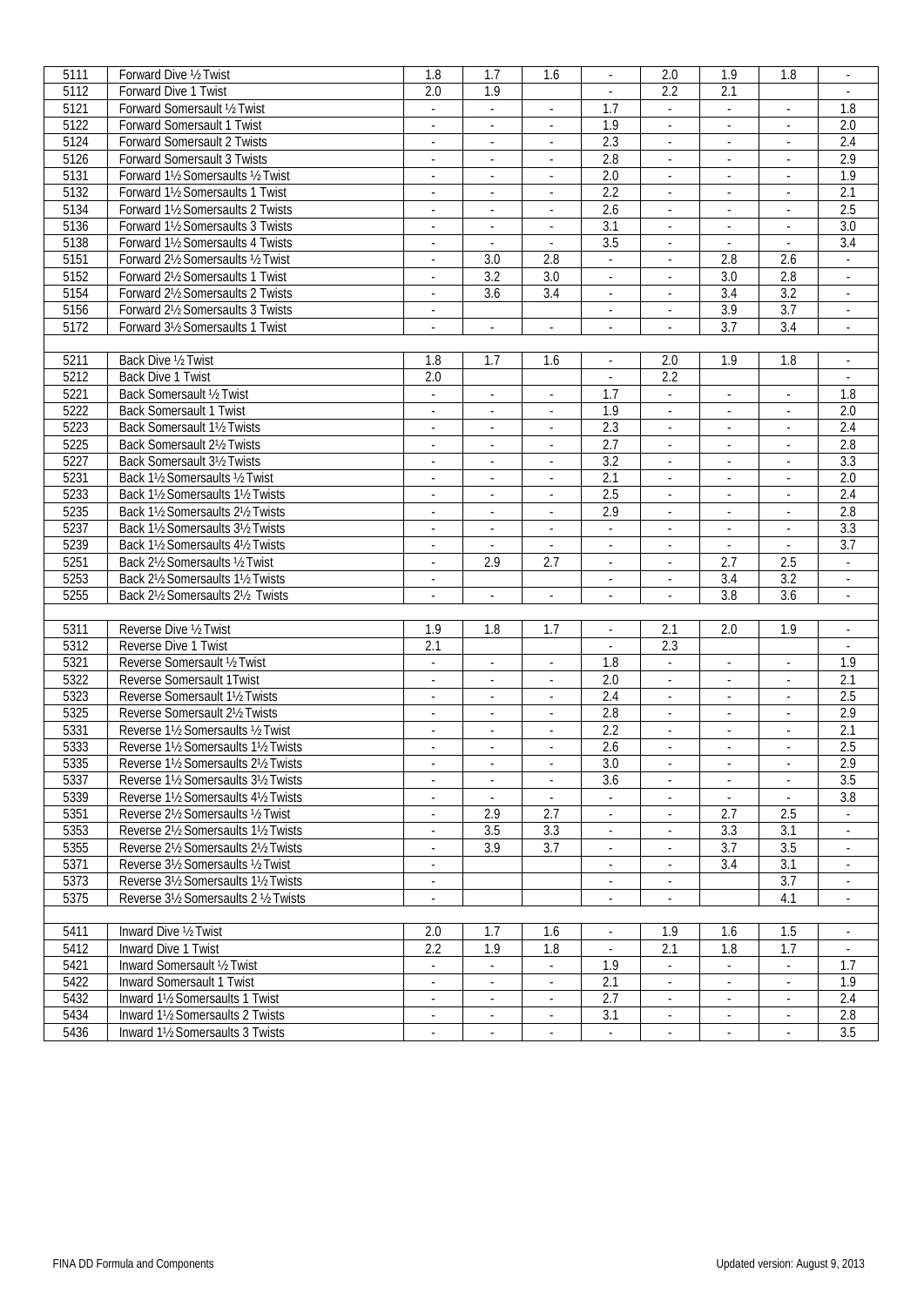| | | | | | | | | | |
|---|---|---|---|---|---|---|---|---|---|
| 5111 | Forward Dive ½ Twist | 1.8 | 1.7 | 1.6 | - | 2.0 | 1.9 | 1.8 | - |
| 5112 | Forward Dive 1 Twist | 2.0 | 1.9 | | - | 2.2 | 2.1 | | - |
| 5121 | Forward Somersault ½ Twist | - | - | - | 1.7 | - | - | - | 1.8 |
| 5122 | Forward Somersault 1 Twist | - | - | - | 1.9 | - | - | - | 2.0 |
| 5124 | Forward Somersault 2 Twists | - | - | - | 2.3 | - | - | - | 2.4 |
| 5126 | Forward Somersault 3 Twists | - | - | - | 2.8 | - | - | - | 2.9 |
| 5131 | Forward 1½ Somersaults ½ Twist | - | - | - | 2.0 | - | - | - | 1.9 |
| 5132 | Forward 1½ Somersaults 1 Twist | - | - | - | 2.2 | - | - | - | 2.1 |
| 5134 | Forward 1½ Somersaults 2 Twists | - | - | - | 2.6 | - | - | - | 2.5 |
| 5136 | Forward 1½ Somersaults 3 Twists | - | - | - | 3.1 | - | - | - | 3.0 |
| 5138 | Forward 1½ Somersaults 4 Twists | - | - | - | 3.5 | - | - | - | 3.4 |
| 5151 | Forward 2½ Somersaults ½ Twist | - | 3.0 | 2.8 | - | - | 2.8 | 2.6 | - |
| 5152 | Forward 2½ Somersaults 1 Twist | - | 3.2 | 3.0 | - | - | 3.0 | 2.8 | - |
| 5154 | Forward 2½ Somersaults 2 Twists | - | 3.6 | 3.4 | - | - | 3.4 | 3.2 | - |
| 5156 | Forward 2½ Somersaults 3 Twists | - | | | - | - | 3.9 | 3.7 | - |
| 5172 | Forward 3½ Somersaults 1 Twist | - | - | - | - | - | 3.7 | 3.4 | - |
| | | | | | | | | | |
| 5211 | Back Dive ½ Twist | 1.8 | 1.7 | 1.6 | - | 2.0 | 1.9 | 1.8 | - |
| 5212 | Back Dive 1 Twist | 2.0 | | | - | 2.2 | | | - |
| 5221 | Back Somersault ½ Twist | - | - | - | 1.7 | - | - | - | 1.8 |
| 5222 | Back Somersault 1 Twist | - | - | - | 1.9 | - | - | - | 2.0 |
| 5223 | Back Somersault 1½ Twists | - | - | - | 2.3 | - | - | - | 2.4 |
| 5225 | Back Somersault 2½ Twists | - | - | - | 2.7 | - | - | - | 2.8 |
| 5227 | Back Somersault 3½ Twists | - | - | - | 3.2 | - | - | - | 3.3 |
| 5231 | Back 1½ Somersaults ½ Twist | - | - | - | 2.1 | - | - | - | 2.0 |
| 5233 | Back 1½ Somersaults 1½ Twists | - | - | - | 2.5 | - | - | - | 2.4 |
| 5235 | Back 1½ Somersaults 2½ Twists | - | - | - | 2.9 | - | - | - | 2.8 |
| 5237 | Back 1½ Somersaults 3½ Twists | - | - | - | - | - | - | - | 3.3 |
| 5239 | Back 1½ Somersaults 4½ Twists | - | - | - | - | - | - | - | 3.7 |
| 5251 | Back 2½ Somersaults ½ Twist | - | 2.9 | 2.7 | - | - | 2.7 | 2.5 | - |
| 5253 | Back 2½ Somersaults 1½ Twists | - | | | - | - | 3.4 | 3.2 | - |
| 5255 | Back 2½ Somersaults 2½ Twists | - | - | - | - | - | 3.8 | 3.6 | - |
| | | | | | | | | | |
| 5311 | Reverse Dive ½ Twist | 1.9 | 1.8 | 1.7 | - | 2.1 | 2.0 | 1.9 | - |
| 5312 | Reverse Dive 1 Twist | 2.1 | | | - | 2.3 | | | - |
| 5321 | Reverse Somersault ½ Twist | - | - | - | 1.8 | - | - | - | 1.9 |
| 5322 | Reverse Somersault 1Twist | - | - | - | 2.0 | - | - | - | 2.1 |
| 5323 | Reverse Somersault 1½ Twists | - | - | - | 2.4 | - | - | - | 2.5 |
| 5325 | Reverse Somersault 2½ Twists | - | - | - | 2.8 | - | - | - | 2.9 |
| 5331 | Reverse 1½ Somersaults ½ Twist | - | - | - | 2.2 | - | - | - | 2.1 |
| 5333 | Reverse 1½ Somersaults 1½ Twists | - | - | - | 2.6 | - | - | - | 2.5 |
| 5335 | Reverse 1½ Somersaults 2½ Twists | - | - | - | 3.0 | - | - | - | 2.9 |
| 5337 | Reverse 1½ Somersaults 3½ Twists | - | - | - | 3.6 | - | - | - | 3.5 |
| 5339 | Reverse 1½ Somersaults 4½ Twists | - | - | - | - | - | - | - | 3.8 |
| 5351 | Reverse 2½ Somersaults ½ Twist | - | 2.9 | 2.7 | - | - | 2.7 | 2.5 | - |
| 5353 | Reverse 2½ Somersaults 1½ Twists | - | 3.5 | 3.3 | - | - | 3.3 | 3.1 | - |
| 5355 | Reverse 2½ Somersaults 2½ Twists | - | 3.9 | 3.7 | - | - | 3.7 | 3.5 | - |
| 5371 | Reverse 3½ Somersaults ½ Twist | - | | | - | - | 3.4 | 3.1 | - |
| 5373 | Reverse 3½ Somersaults 1½ Twists | - | | | - | - | | 3.7 | - |
| 5375 | Reverse 3½ Somersaults 2 ½ Twists | - | | | - | - | | 4.1 | - |
| | | | | | | | | | |
| 5411 | Inward Dive ½ Twist | 2.0 | 1.7 | 1.6 | - | 1.9 | 1.6 | 1.5 | - |
| 5412 | Inward Dive 1 Twist | 2.2 | 1.9 | 1.8 | - | 2.1 | 1.8 | 1.7 | - |
| 5421 | Inward Somersault ½ Twist | - | - | - | 1.9 | - | - | - | 1.7 |
| 5422 | Inward Somersault 1 Twist | - | - | - | 2.1 | - | - | - | 1.9 |
| 5432 | Inward 1½ Somersaults 1 Twist | - | - | - | 2.7 | - | - | - | 2.4 |
| 5434 | Inward 1½ Somersaults 2 Twists | - | - | - | 3.1 | - | - | - | 2.8 |
| 5436 | Inward 1½ Somersaults 3 Twists | - | - | - | - | - | - | - | 3.5 |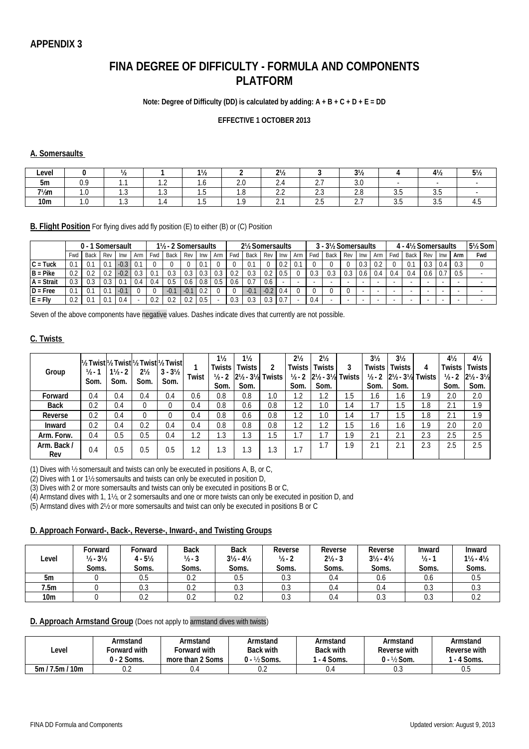## APPENDIX 3

# FINA DEGREE OF DIFFICULTY - FORMULA AND COMPONENTS PLATFORM

**Note: Degree of Difficulty (DD) is calculated by adding: A + B + C + D + E = DD**

**EFFECTIVE 1 OCTOBER 2013**

### A. Somersaults

| Level | 0 | ½ | 1 | 1½ | 2 | 2½ | 3 | 3½ | 4 | 4½ | 5½ |
|---|---|---|---|---|---|---|---|---|---|---|---|
| 5m | 0.9 | 1.1 | 1.2 | 1.6 | 2.0 | 2.4 | 2.7 | 3.0 | - | - | - |
| 7½m | 1.0 | 1.3 | 1.3 | 1.5 | 1.8 | 2.2 | 2.3 | 2.8 | 3.5 | 3.5 | - |
| 10m | 1.0 | 1.3 | 1.4 | 1.5 | 1.9 | 2.1 | 2.5 | 2.7 | 3.5 | 3.5 | 4.5 |

### B. Flight Position For flying dives add fly position (E) to either (B) or (C) Position

| | 0 - 1 Somersault | | | | | 1½ - 2 Somersaults | | | | | 2½ Somersaults | | | | | 3 - 3½ Somersaults | | | | | 4 - 4½ Somersaults | | | | | 5½ Som |
|---|---|---|---|---|---|---|---|---|---|---|---|---|---|---|---|---|---|---|---|---|---|---|---|---|---|---|
| | Fwd | Back | Rev | Inw | Arm | Fwd | Back | Rev | Inw | Arm | Fwd | Back | Rev | Inw | Arm | Fwd | Back | Rev | Inw | Arm | Fwd | Back | Rev | Inw | Arm | Fwd |
| C = Tuck | 0.1 | 0.1 | 0.1 | -0.3 | 0.1 | 0 | 0 | 0 | 0.1 | 0 | 0 | 0.1 | 0 | 0.2 | 0.1 | 0 | 0 | 0 | 0.3 | 0.2 | 0 | 0.1 | 0.3 | 0.4 | 0.3 | 0 |
| B = Pike | 0.2 | 0.2 | 0.2 | -0.2 | 0.3 | 0.1 | 0.3 | 0.3 | 0.3 | 0.3 | 0.2 | 0.3 | 0.2 | 0.5 | 0 | 0.3 | 0.3 | 0.3 | 0.6 | 0.4 | 0.4 | 0.4 | 0.6 | 0.7 | 0.5 | - |
| A = Strait | 0.3 | 0.3 | 0.3 | 0.1 | 0.4 | 0.4 | 0.5 | 0.6 | 0.8 | 0.5 | 0.6 | 0.7 | 0.6 | - | - | - | - | - | - | - | - | - | - | - | - | - |
| D = Free | 0.1 | 0.1 | 0.1 | -0.1 | 0 | 0 | -0.1 | -0.1 | 0.2 | 0 | 0 | -0.1 | -0.2 | 0.4 | 0 | 0 | 0 | 0 | - | - | - | - | - | - | - | - |
| E = Fly | 0.2 | 0.1 | 0.1 | 0.4 | - | 0.2 | 0.2 | 0.2 | 0.5 | - | 0.3 | 0.3 | 0.3 | 0.7 | - | 0.4 | - | - | - | - | - | - | - | - | - | - |

Seven of the above components have negative values. Dashes indicate dives that currently are not possible.

### C. Twists

| Group | ½ Twist ½ - 1 Som. | ½ Twist 1½ - 2 Som. | ½ Twist 2½ Som. | ½ Twist 3 - 3½ Som. | 1 Twist | 1½ Twists ½ - 2 Som. | 1½ Twists 2½ - 3½ Som. | 2 Twists | 2½ Twists ½ - 2 Som. | 2½ Twists 2½ - 3½ Som. | 3 Twists | 3½ Twists ½ - 2 Som. | 3½ Twists 2½ - 3½ Som. | 4 Twists | 4½ Twists ½ - 2 Som. | 4½ Twists 2½ - 3½ Som. |
|---|---|---|---|---|---|---|---|---|---|---|---|---|---|---|---|---|
| Forward | 0.4 | 0.4 | 0.4 | 0.4 | 0.6 | 0.8 | 0.8 | 1.0 | 1.2 | 1.2 | 1.5 | 1.6 | 1.6 | 1.9 | 2.0 | 2.0 |
| Back | 0.2 | 0.4 | 0 | 0 | 0.4 | 0.8 | 0.6 | 0.8 | 1.2 | 1.0 | 1.4 | 1.7 | 1.5 | 1.8 | 2.1 | 1.9 |
| Reverse | 0.2 | 0.4 | 0 | 0 | 0.4 | 0.8 | 0.6 | 0.8 | 1.2 | 1.0 | 1.4 | 1.7 | 1.5 | 1.8 | 2.1 | 1.9 |
| Inward | 0.2 | 0.4 | 0.2 | 0.4 | 0.4 | 0.8 | 0.8 | 0.8 | 1.2 | 1.2 | 1.5 | 1.6 | 1.6 | 1.9 | 2.0 | 2.0 |
| Arm. Forw. | 0.4 | 0.5 | 0.5 | 0.4 | 1.2 | 1.3 | 1.3 | 1.5 | 1.7 | 1.7 | 1.9 | 2.1 | 2.1 | 2.3 | 2.5 | 2.5 |
| Arm. Back / Rev | 0.4 | 0.5 | 0.5 | 0.5 | 1.2 | 1.3 | 1.3 | 1.3 | 1.7 | 1.7 | 1.9 | 2.1 | 2.1 | 2.3 | 2.5 | 2.5 |

(1) Dives with ½ somersault and twists can only be executed in positions A, B, or C,
(2) Dives with 1 or 1½ somersaults and twists can only be executed in position D,
(3) Dives with 2 or more somersaults and twists can only be executed in positions B or C,
(4) Armstand dives with 1, 1½, or 2 somersaults and one or more twists can only be executed in position D, and
(5) Armstand dives with 2½ or more somersaults and twist can only be executed in positions B or C

### D. Approach Forward-, Back-, Reverse-, Inward-, and Twisting Groups

| Level | Forward ½ - 3½ Soms. | Forward 4 - 5½ Soms. | Back ½ - 3 Soms. | Back 3½ - 4½ Soms. | Reverse ½ - 2 Soms. | Reverse 2½ - 3 Soms. | Reverse 3½ - 4½ Soms. | Inward ½ - 1 Soms. | Inward 1½ - 4½ Soms. |
|---|---|---|---|---|---|---|---|---|---|
| 5m | 0 | 0.5 | 0.2 | 0.5 | 0.3 | 0.4 | 0.6 | 0.6 | 0.5 |
| 7.5m | 0 | 0.3 | 0.2 | 0.3 | 0.3 | 0.4 | 0.4 | 0.3 | 0.3 |
| 10m | 0 | 0.2 | 0.2 | 0.2 | 0.3 | 0.4 | 0.3 | 0.3 | 0.2 |

### D. Approach Armstand Group (Does not apply to armstand dives with twists)

| Level | Armstand Forward with 0 - 2 Soms. | Armstand Forward with more than 2 Soms | Armstand Back with 0 - ½ Soms. | Armstand Back with 1 - 4 Soms. | Armstand Reverse with 0 - ½ Som. | Armstand Reverse with 1 - 4 Soms. |
|---|---|---|---|---|---|---|
| 5m / 7.5m / 10m | 0.2 | 0.4 | 0.2 | 0.4 | 0.3 | 0.5 |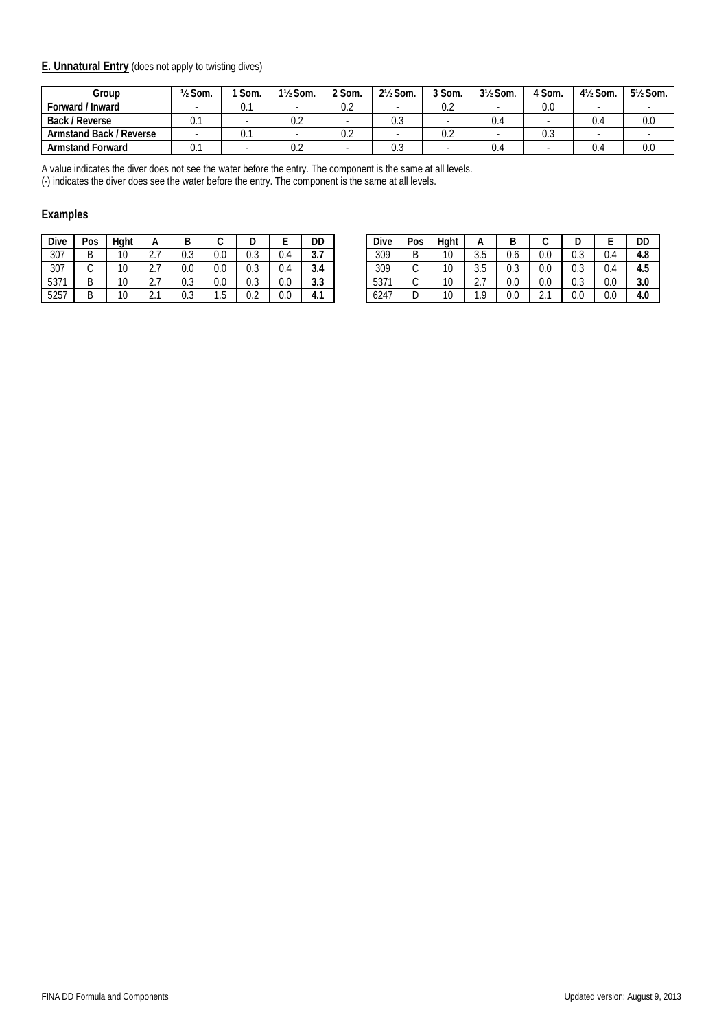**E. Unnatural Entry** (does not apply to twisting dives)

| Group | ½ Som. | 1 Som. | 1½ Som. | 2 Som. | 2½ Som. | 3 Som. | 3½ Som. | 4 Som. | 4½ Som. | 5½ Som. |
|---|---|---|---|---|---|---|---|---|---|---|
| Forward / Inward | - | 0.1 | - | 0.2 | - | 0.2 | - | 0.0 | - | - |
| Back / Reverse | 0.1 | - | 0.2 | - | 0.3 | - | 0.4 | - | 0.4 | 0.0 |
| Armstand Back / Reverse | - | 0.1 | - | 0.2 | - | 0.2 | - | 0.3 | - | - |
| Armstand Forward | 0.1 | - | 0.2 | - | 0.3 | - | 0.4 | - | 0.4 | 0.0 |

A value indicates the diver does not see the water before the entry. The component is the same at all levels.
(-) indicates the diver does see the water before the entry. The component is the same at all levels.

**Examples**

| Dive | Pos | Hght | A | B | C | D | E | DD |
|---|---|---|---|---|---|---|---|---|
| 307 | B | 10 | 2.7 | 0.3 | 0.0 | 0.3 | 0.4 | **3.7** |
| 307 | C | 10 | 2.7 | 0.0 | 0.0 | 0.3 | 0.4 | **3.4** |
| 5371 | B | 10 | 2.7 | 0.3 | 0.0 | 0.3 | 0.0 | **3.3** |
| 5257 | B | 10 | 2.1 | 0.3 | 1.5 | 0.2 | 0.0 | **4.1** |

| Dive | Pos | Hght | A | B | C | D | E | DD |
|---|---|---|---|---|---|---|---|---|
| 309 | B | 10 | 3.5 | 0.6 | 0.0 | 0.3 | 0.4 | **4.8** |
| 309 | C | 10 | 3.5 | 0.3 | 0.0 | 0.3 | 0.4 | **4.5** |
| 5371 | C | 10 | 2.7 | 0.0 | 0.0 | 0.3 | 0.0 | **3.0** |
| 6247 | D | 10 | 1.9 | 0.0 | 2.1 | 0.0 | 0.0 | **4.0** |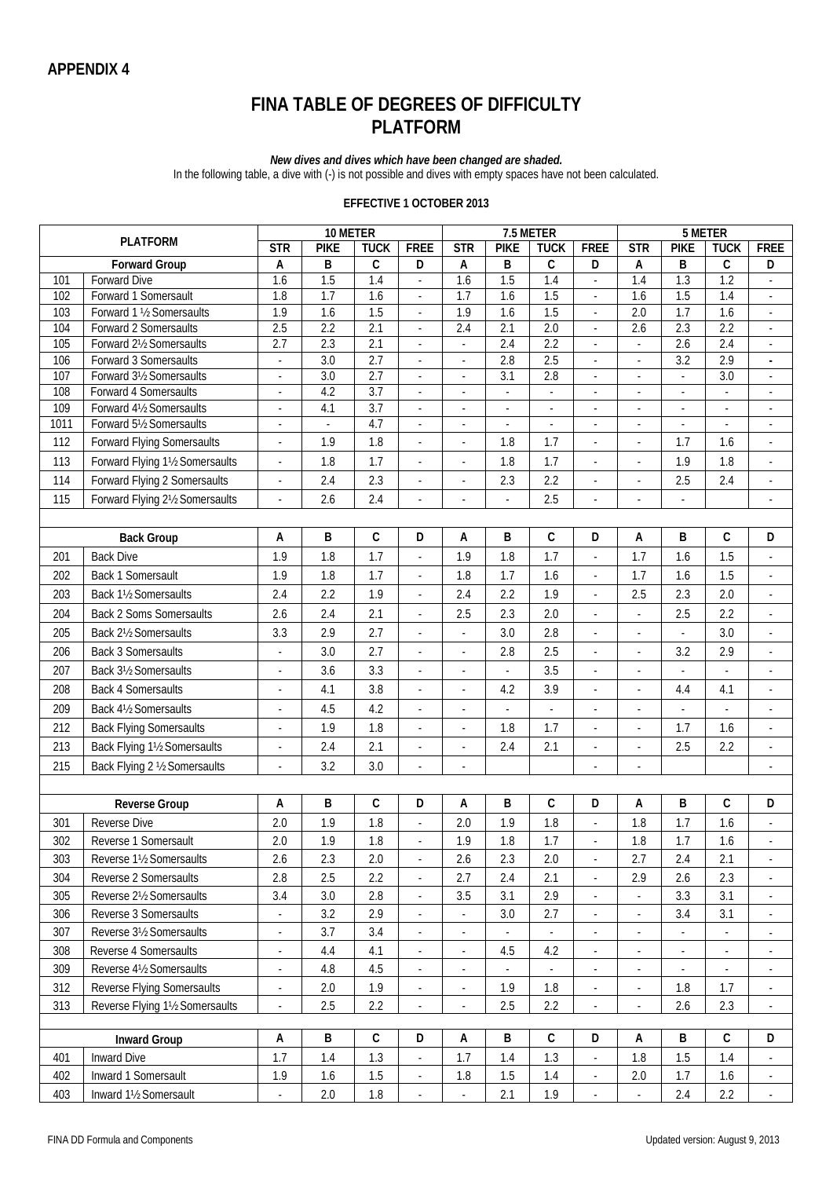## APPENDIX 4

# FINA TABLE OF DEGREES OF DIFFICULTY
# PLATFORM

***New dives and dives which have been changed are shaded.***

In the following table, a dive with (-) is not possible and dives with empty spaces have not been calculated.

**EFFECTIVE 1 OCTOBER 2013**

| PLATFORM | | 10 METER | | | | 7.5 METER | | | | 5 METER | | | |
|---|---|---|---|---|---|---|---|---|---|---|---|---|---|
| | | STR | PIKE | TUCK | FREE | STR | PIKE | TUCK | FREE | STR | PIKE | TUCK | FREE |
| **Forward Group** | | A | B | C | D | A | B | C | D | A | B | C | D |
| 101 | Forward Dive | 1.6 | 1.5 | 1.4 | - | 1.6 | 1.5 | 1.4 | - | 1.4 | 1.3 | 1.2 | - |
| 102 | Forward 1 Somersault | 1.8 | 1.7 | 1.6 | - | 1.7 | 1.6 | 1.5 | - | 1.6 | 1.5 | 1.4 | - |
| 103 | Forward 1 ½ Somersaults | 1.9 | 1.6 | 1.5 | - | 1.9 | 1.6 | 1.5 | - | 2.0 | 1.7 | 1.6 | - |
| 104 | Forward 2 Somersaults | 2.5 | 2.2 | 2.1 | - | 2.4 | 2.1 | 2.0 | - | 2.6 | 2.3 | 2.2 | - |
| 105 | Forward 2½ Somersaults | 2.7 | 2.3 | 2.1 | - | - | 2.4 | 2.2 | - | - | 2.6 | 2.4 | - |
| 106 | Forward 3 Somersaults | - | 3.0 | 2.7 | - | - | 2.8 | 2.5 | - | - | 3.2 | 2.9 | - |
| 107 | Forward 3½ Somersaults | - | 3.0 | 2.7 | - | - | 3.1 | 2.8 | - | - | - | 3.0 | - |
| 108 | Forward 4 Somersaults | - | 4.2 | 3.7 | - | - | - | - | - | - | - | - | - |
| 109 | Forward 4½ Somersaults | - | 4.1 | 3.7 | - | - | - | - | - | - | - | - | - |
| 1011 | Forward 5½ Somersaults | - | - | 4.7 | - | - | - | - | - | - | - | - | - |
| 112 | Forward Flying Somersaults | - | 1.9 | 1.8 | - | - | 1.8 | 1.7 | - | - | 1.7 | 1.6 | - |
| 113 | Forward Flying 1½ Somersaults | - | 1.8 | 1.7 | - | - | 1.8 | 1.7 | - | - | 1.9 | 1.8 | - |
| 114 | Forward Flying 2 Somersaults | - | 2.4 | 2.3 | - | - | 2.3 | 2.2 | - | - | 2.5 | 2.4 | - |
| 115 | Forward Flying 2½ Somersaults | - | 2.6 | 2.4 | - | - | - | 2.5 | - | - | - | | - |
| | | | | | | | | | | | | | |
| **Back Group** | | A | B | C | D | A | B | C | D | A | B | C | D |
| 201 | Back Dive | 1.9 | 1.8 | 1.7 | - | 1.9 | 1.8 | 1.7 | - | 1.7 | 1.6 | 1.5 | - |
| 202 | Back 1 Somersault | 1.9 | 1.8 | 1.7 | - | 1.8 | 1.7 | 1.6 | - | 1.7 | 1.6 | 1.5 | - |
| 203 | Back 1½ Somersaults | 2.4 | 2.2 | 1.9 | - | 2.4 | 2.2 | 1.9 | - | 2.5 | 2.3 | 2.0 | - |
| 204 | Back 2 Soms Somersaults | 2.6 | 2.4 | 2.1 | - | 2.5 | 2.3 | 2.0 | - | - | 2.5 | 2.2 | - |
| 205 | Back 2½ Somersaults | 3.3 | 2.9 | 2.7 | - | - | 3.0 | 2.8 | - | - | - | 3.0 | - |
| 206 | Back 3 Somersaults | - | 3.0 | 2.7 | - | - | 2.8 | 2.5 | - | - | 3.2 | 2.9 | - |
| 207 | Back 3½ Somersaults | - | 3.6 | 3.3 | - | - | - | 3.5 | - | - | - | - | - |
| 208 | Back 4 Somersaults | - | 4.1 | 3.8 | - | - | 4.2 | 3.9 | - | - | 4.4 | 4.1 | - |
| 209 | Back 4½ Somersaults | - | 4.5 | 4.2 | - | - | - | - | - | - | - | - | - |
| 212 | Back Flying Somersaults | - | 1.9 | 1.8 | - | - | 1.8 | 1.7 | - | - | 1.7 | 1.6 | - |
| 213 | Back Flying 1½ Somersaults | - | 2.4 | 2.1 | - | - | 2.4 | 2.1 | - | - | 2.5 | 2.2 | - |
| 215 | Back Flying 2 ½ Somersaults | - | 3.2 | 3.0 | - | - | | | - | - | | | - |
| | | | | | | | | | | | | | |
| **Reverse Group** | | A | B | C | D | A | B | C | D | A | B | C | D |
| 301 | Reverse Dive | 2.0 | 1.9 | 1.8 | - | 2.0 | 1.9 | 1.8 | - | 1.8 | 1.7 | 1.6 | - |
| 302 | Reverse 1 Somersault | 2.0 | 1.9 | 1.8 | - | 1.9 | 1.8 | 1.7 | - | 1.8 | 1.7 | 1.6 | - |
| 303 | Reverse 1½ Somersaults | 2.6 | 2.3 | 2.0 | - | 2.6 | 2.3 | 2.0 | - | 2.7 | 2.4 | 2.1 | - |
| 304 | Reverse 2 Somersaults | 2.8 | 2.5 | 2.2 | - | 2.7 | 2.4 | 2.1 | - | 2.9 | 2.6 | 2.3 | - |
| 305 | Reverse 2½ Somersaults | 3.4 | 3.0 | 2.8 | - | 3.5 | 3.1 | 2.9 | - | - | 3.3 | 3.1 | - |
| 306 | Reverse 3 Somersaults | - | 3.2 | 2.9 | - | - | 3.0 | 2.7 | - | - | 3.4 | 3.1 | - |
| 307 | Reverse 3½ Somersaults | - | 3.7 | 3.4 | - | - | - | - | - | - | - | - | - |
| 308 | Reverse 4 Somersaults | - | 4.4 | 4.1 | - | - | 4.5 | 4.2 | - | - | - | - | - |
| 309 | Reverse 4½ Somersaults | - | 4.8 | 4.5 | - | - | - | - | - | - | - | - | - |
| 312 | Reverse Flying Somersaults | - | 2.0 | 1.9 | - | - | 1.9 | 1.8 | - | - | 1.8 | 1.7 | - |
| 313 | Reverse Flying 1½ Somersaults | - | 2.5 | 2.2 | - | - | 2.5 | 2.2 | - | - | 2.6 | 2.3 | - |
| | | | | | | | | | | | | | |
| **Inward Group** | | A | B | C | D | A | B | C | D | A | B | C | D |
| 401 | Inward Dive | 1.7 | 1.4 | 1.3 | - | 1.7 | 1.4 | 1.3 | - | 1.8 | 1.5 | 1.4 | - |
| 402 | Inward 1 Somersault | 1.9 | 1.6 | 1.5 | - | 1.8 | 1.5 | 1.4 | - | 2.0 | 1.7 | 1.6 | - |
| 403 | Inward 1½ Somersault | - | 2.0 | 1.8 | - | - | 2.1 | 1.9 | - | - | 2.4 | 2.2 | - |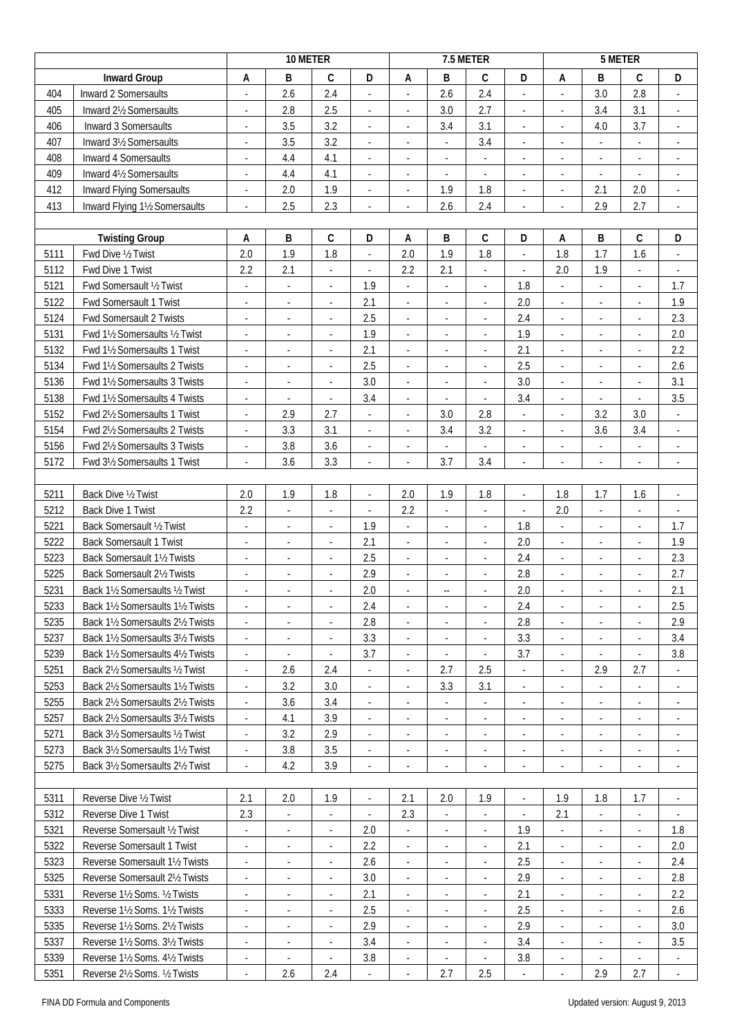| | | 10 METER | | | | 7.5 METER | | | | 5 METER | | | |
|---|---|---|---|---|---|---|---|---|---|---|---|---|---|
| | **Inward Group** | A | B | C | D | A | B | C | D | A | B | C | D |
| 404 | Inward 2 Somersaults | - | 2.6 | 2.4 | - | - | 2.6 | 2.4 | - | - | 3.0 | 2.8 | - |
| 405 | Inward 2½ Somersaults | - | 2.8 | 2.5 | - | - | 3.0 | 2.7 | - | - | 3.4 | 3.1 | - |
| 406 | Inward 3 Somersaults | - | 3.5 | 3.2 | - | - | 3.4 | 3.1 | - | - | 4.0 | 3.7 | - |
| 407 | Inward 3½ Somersaults | - | 3.5 | 3.2 | - | - | - | 3.4 | - | - | - | - | - |
| 408 | Inward 4 Somersaults | - | 4.4 | 4.1 | - | - | - | - | - | - | - | - | - |
| 409 | Inward 4½ Somersaults | - | 4.4 | 4.1 | - | - | - | - | - | - | - | - | - |
| 412 | Inward Flying Somersaults | - | 2.0 | 1.9 | - | - | 1.9 | 1.8 | - | - | 2.1 | 2.0 | - |
| 413 | Inward Flying 1½ Somersaults | - | 2.5 | 2.3 | - | - | 2.6 | 2.4 | - | - | 2.9 | 2.7 | - |
| | | | | | | | | | | | | | |
| | **Twisting Group** | A | B | C | D | A | B | C | D | A | B | C | D |
| 5111 | Fwd Dive ½ Twist | 2.0 | 1.9 | 1.8 | - | 2.0 | 1.9 | 1.8 | - | 1.8 | 1.7 | 1.6 | - |
| 5112 | Fwd Dive 1 Twist | 2.2 | 2.1 | - | - | 2.2 | 2.1 | - | - | 2.0 | 1.9 | - | - |
| 5121 | Fwd Somersault ½ Twist | - | - | - | 1.9 | - | - | - | 1.8 | - | - | - | 1.7 |
| 5122 | Fwd Somersault 1 Twist | - | - | - | 2.1 | - | - | - | 2.0 | - | - | - | 1.9 |
| 5124 | Fwd Somersault 2 Twists | - | - | - | 2.5 | - | - | - | 2.4 | - | - | - | 2.3 |
| 5131 | Fwd 1½ Somersaults ½ Twist | - | - | - | 1.9 | - | - | - | 1.9 | - | - | - | 2.0 |
| 5132 | Fwd 1½ Somersaults 1 Twist | - | - | - | 2.1 | - | - | - | 2.1 | - | - | - | 2.2 |
| 5134 | Fwd 1½ Somersaults 2 Twists | - | - | - | 2.5 | - | - | - | 2.5 | - | - | - | 2.6 |
| 5136 | Fwd 1½ Somersaults 3 Twists | - | - | - | 3.0 | - | - | - | 3.0 | - | - | - | 3.1 |
| 5138 | Fwd 1½ Somersaults 4 Twists | - | - | - | 3.4 | - | - | - | 3.4 | - | - | - | 3.5 |
| 5152 | Fwd 2½ Somersaults 1 Twist | - | 2.9 | 2.7 | - | - | 3.0 | 2.8 | - | - | 3.2 | 3.0 | - |
| 5154 | Fwd 2½ Somersaults 2 Twists | - | 3.3 | 3.1 | - | - | 3.4 | 3.2 | - | - | 3.6 | 3.4 | - |
| 5156 | Fwd 2½ Somersaults 3 Twists | - | 3.8 | 3.6 | - | - | - | - | - | - | - | - | - |
| 5172 | Fwd 3½ Somersaults 1 Twist | - | 3.6 | 3.3 | - | - | 3.7 | 3.4 | - | - | - | - | - |
| | | | | | | | | | | | | | |
| 5211 | Back Dive ½ Twist | 2.0 | 1.9 | 1.8 | - | 2.0 | 1.9 | 1.8 | - | 1.8 | 1.7 | 1.6 | - |
| 5212 | Back Dive 1 Twist | 2.2 | - | - | - | 2.2 | - | - | - | 2.0 | - | - | - |
| 5221 | Back Somersault ½ Twist | - | - | - | 1.9 | - | - | - | 1.8 | - | - | - | 1.7 |
| 5222 | Back Somersault 1 Twist | - | - | - | 2.1 | - | - | - | 2.0 | - | - | - | 1.9 |
| 5223 | Back Somersault 1½ Twists | - | - | - | 2.5 | - | - | - | 2.4 | - | - | - | 2.3 |
| 5225 | Back Somersault 2½ Twists | - | - | - | 2.9 | - | - | - | 2.8 | - | - | - | 2.7 |
| 5231 | Back 1½ Somersaults ½ Twist | - | - | - | 2.0 | - | -- | - | 2.0 | - | - | - | 2.1 |
| 5233 | Back 1½ Somersaults 1½ Twists | - | - | - | 2.4 | - | - | - | 2.4 | - | - | - | 2.5 |
| 5235 | Back 1½ Somersaults 2½ Twists | - | - | - | 2.8 | - | - | - | 2.8 | - | - | - | 2.9 |
| 5237 | Back 1½ Somersaults 3½ Twists | - | - | - | 3.3 | - | - | - | 3.3 | - | - | - | 3.4 |
| 5239 | Back 1½ Somersaults 4½ Twists | - | - | - | 3.7 | - | - | - | 3.7 | - | - | - | 3.8 |
| 5251 | Back 2½ Somersaults ½ Twist | - | 2.6 | 2.4 | - | - | 2.7 | 2.5 | - | - | 2.9 | 2.7 | - |
| 5253 | Back 2½ Somersaults 1½ Twists | - | 3.2 | 3.0 | - | - | 3.3 | 3.1 | - | - | - | - | - |
| 5255 | Back 2½ Somersaults 2½ Twists | - | 3.6 | 3.4 | - | - | - | - | - | - | - | - | - |
| 5257 | Back 2½ Somersaults 3½ Twists | - | 4.1 | 3.9 | - | - | - | - | - | - | - | - | - |
| 5271 | Back 3½ Somersaults ½ Twist | - | 3.2 | 2.9 | - | - | - | - | - | - | - | - | - |
| 5273 | Back 3½ Somersaults 1½ Twist | - | 3.8 | 3.5 | - | - | - | - | - | - | - | - | - |
| 5275 | Back 3½ Somersaults 2½ Twist | - | 4.2 | 3.9 | - | - | - | - | - | - | - | - | - |
| | | | | | | | | | | | | | |
| 5311 | Reverse Dive ½ Twist | 2.1 | 2.0 | 1.9 | - | 2.1 | 2.0 | 1.9 | - | 1.9 | 1.8 | 1.7 | - |
| 5312 | Reverse Dive 1 Twist | 2.3 | - | - | - | 2.3 | - | - | - | 2.1 | - | - | - |
| 5321 | Reverse Somersault ½ Twist | - | - | - | 2.0 | - | - | - | 1.9 | - | - | - | 1.8 |
| 5322 | Reverse Somersault 1 Twist | - | - | - | 2.2 | - | - | - | 2.1 | - | - | - | 2.0 |
| 5323 | Reverse Somersault 1½ Twists | - | - | - | 2.6 | - | - | - | 2.5 | - | - | - | 2.4 |
| 5325 | Reverse Somersault 2½ Twists | - | - | - | 3.0 | - | - | - | 2.9 | - | - | - | 2.8 |
| 5331 | Reverse 1½ Soms. ½ Twists | - | - | - | 2.1 | - | - | - | 2.1 | - | - | - | 2.2 |
| 5333 | Reverse 1½ Soms. 1½ Twists | - | - | - | 2.5 | - | - | - | 2.5 | - | - | - | 2.6 |
| 5335 | Reverse 1½ Soms. 2½ Twists | - | - | - | 2.9 | - | - | - | 2.9 | - | - | - | 3.0 |
| 5337 | Reverse 1½ Soms. 3½ Twists | - | - | - | 3.4 | - | - | - | 3.4 | - | - | - | 3.5 |
| 5339 | Reverse 1½ Soms. 4½ Twists | - | - | - | 3.8 | - | - | - | 3.8 | - | - | - | - |
| 5351 | Reverse 2½ Soms. ½ Twists | - | 2.6 | 2.4 | - | - | 2.7 | 2.5 | - | - | 2.9 | 2.7 | - |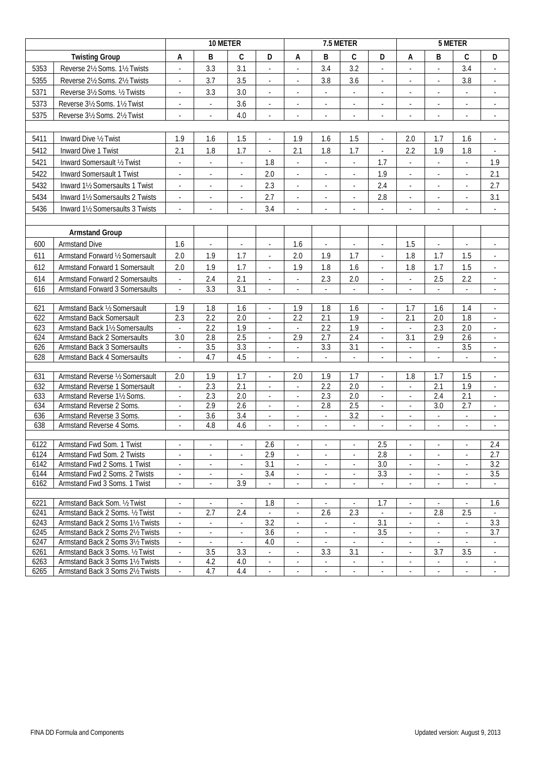| | | 10 METER | | | | 7.5 METER | | | | 5 METER | | | |
|---|---|---|---|---|---|---|---|---|---|---|---|---|---|
| | **Twisting Group** | A | B | C | D | A | B | C | D | A | B | C | D |
| 5353 | Reverse 2½ Soms. 1½ Twists | - | 3.3 | 3.1 | - | - | 3.4 | 3.2 | - | - | - | 3.4 | - |
| 5355 | Reverse 2½ Soms. 2½ Twists | - | 3.7 | 3.5 | - | - | 3.8 | 3.6 | - | - | - | 3.8 | - |
| 5371 | Reverse 3½ Soms. ½ Twists | - | 3.3 | 3.0 | - | - | - | - | - | - | - | - | - |
| 5373 | Reverse 3½ Soms. 1½ Twist | - | - | 3.6 | - | - | - | - | - | - | - | - | - |
| 5375 | Reverse 3½ Soms. 2½ Twist | - | - | 4.0 | - | - | - | - | - | - | - | - | - |
| | | | | | | | | | | | | | |
| 5411 | Inward Dive ½ Twist | 1.9 | 1.6 | 1.5 | - | 1.9 | 1.6 | 1.5 | - | 2.0 | 1.7 | 1.6 | - |
| 5412 | Inward Dive 1 Twist | 2.1 | 1.8 | 1.7 | - | 2.1 | 1.8 | 1.7 | - | 2.2 | 1.9 | 1.8 | - |
| 5421 | Inward Somersault ½ Twist | - | - | - | 1.8 | - | - | - | 1.7 | - | - | - | 1.9 |
| 5422 | Inward Somersault 1 Twist | - | - | - | 2.0 | - | - | - | 1.9 | - | - | - | 2.1 |
| 5432 | Inward 1½ Somersaults 1 Twist | - | - | - | 2.3 | - | - | - | 2.4 | - | - | - | 2.7 |
| 5434 | Inward 1½ Somersaults 2 Twists | - | - | - | 2.7 | - | - | - | 2.8 | - | - | - | 3.1 |
| 5436 | Inward 1½ Somersaults 3 Twists | - | - | - | 3.4 | - | - | - | - | - | - | - | - |
| | | | | | | | | | | | | | |
| | **Armstand Group** | | | | | | | | | | | | |
| 600 | Armstand Dive | 1.6 | - | - | - | 1.6 | - | - | - | 1.5 | - | - | - |
| 611 | Armstand Forward ½ Somersault | 2.0 | 1.9 | 1.7 | - | 2.0 | 1.9 | 1.7 | - | 1.8 | 1.7 | 1.5 | - |
| 612 | Armstand Forward 1 Somersault | 2.0 | 1.9 | 1.7 | - | 1.9 | 1.8 | 1.6 | - | 1.8 | 1.7 | 1.5 | - |
| 614 | Armstand Forward 2 Somersaults | - | 2.4 | 2.1 | - | - | 2.3 | 2.0 | - | - | 2.5 | 2.2 | - |
| 616 | Armstand Forward 3 Somersaults | - | 3.3 | 3.1 | - | - | - | - | - | - | - | - | - |
| | | | | | | | | | | | | | |
| 621 | Armstand Back ½ Somersault | 1.9 | 1.8 | 1.6 | - | 1.9 | 1.8 | 1.6 | - | 1.7 | 1.6 | 1.4 | - |
| 622 | Armstand Back Somersault | 2.3 | 2.2 | 2.0 | - | 2.2 | 2.1 | 1.9 | - | 2.1 | 2.0 | 1.8 | - |
| 623 | Armstand Back 1½ Somersaults | - | 2.2 | 1.9 | - | - | 2.2 | 1.9 | - | - | 2.3 | 2.0 | - |
| 624 | Armstand Back 2 Somersaults | 3.0 | 2.8 | 2.5 | - | 2.9 | 2.7 | 2.4 | - | 3.1 | 2.9 | 2.6 | - |
| 626 | Armstand Back 3 Somersaults | - | 3.5 | 3.3 | - | - | 3.3 | 3.1 | - | - | - | 3.5 | - |
| 628 | Armstand Back 4 Somersaults | - | 4.7 | 4.5 | - | - | - | - | - | - | - | - | - |
| | | | | | | | | | | | | | |
| 631 | Armstand Reverse ½ Somersault | 2.0 | 1.9 | 1.7 | - | 2.0 | 1.9 | 1.7 | - | 1.8 | 1.7 | 1.5 | - |
| 632 | Armstand Reverse 1 Somersault | - | 2.3 | 2.1 | - | - | 2.2 | 2.0 | - | - | 2.1 | 1.9 | - |
| 633 | Armstand Reverse 1½ Soms. | - | 2.3 | 2.0 | - | - | 2.3 | 2.0 | - | - | 2.4 | 2.1 | - |
| 634 | Armstand Reverse 2 Soms. | - | 2.9 | 2.6 | - | - | 2.8 | 2.5 | - | - | 3.0 | 2.7 | - |
| 636 | Armstand Reverse 3 Soms. | - | 3.6 | 3.4 | - | - | - | 3.2 | - | - | - | - | - |
| 638 | Armstand Reverse 4 Soms. | - | 4.8 | 4.6 | - | - | - | - | - | - | - | - | - |
| | | | | | | | | | | | | | |
| 6122 | Armstand Fwd Som. 1 Twist | - | - | - | 2.6 | - | - | - | 2.5 | - | - | - | 2.4 |
| 6124 | Armstand Fwd Som. 2 Twists | - | - | - | 2.9 | - | - | - | 2.8 | - | - | - | 2.7 |
| 6142 | Armstand Fwd 2 Soms. 1 Twist | - | - | - | 3.1 | - | - | - | 3.0 | - | - | - | 3.2 |
| 6144 | Armstand Fwd 2 Soms. 2 Twists | - | - | - | 3.4 | - | - | - | 3.3 | - | - | - | 3.5 |
| 6162 | Armstand Fwd 3 Soms. 1 Twist | - | - | 3.9 | - | - | - | - | - | - | - | - | - |
| | | | | | | | | | | | | | |
| 6221 | Armstand Back Som. ½ Twist | - | - | - | 1.8 | - | - | - | 1.7 | - | - | - | 1.6 |
| 6241 | Armstand Back 2 Soms. ½ Twist | - | 2.7 | 2.4 | - | - | 2.6 | 2.3 | - | - | 2.8 | 2.5 | - |
| 6243 | Armstand Back 2 Soms 1½ Twists | - | - | - | 3.2 | - | - | - | 3.1 | - | - | - | 3.3 |
| 6245 | Armstand Back 2 Soms 2½ Twists | - | - | - | 3.6 | - | - | - | 3.5 | - | - | - | 3.7 |
| 6247 | Armstand Back 2 Soms 3½ Twists | - | - | - | 4.0 | - | - | - | - | - | - | - | - |
| 6261 | Armstand Back 3 Soms. ½ Twist | - | 3.5 | 3.3 | - | - | 3.3 | 3.1 | - | - | 3.7 | 3.5 | - |
| 6263 | Armstand Back 3 Soms 1½ Twists | - | 4.2 | 4.0 | - | - | - | - | - | - | - | - | - |
| 6265 | Armstand Back 3 Soms 2½ Twists | - | 4.7 | 4.4 | - | - | - | - | - | - | - | - | - |